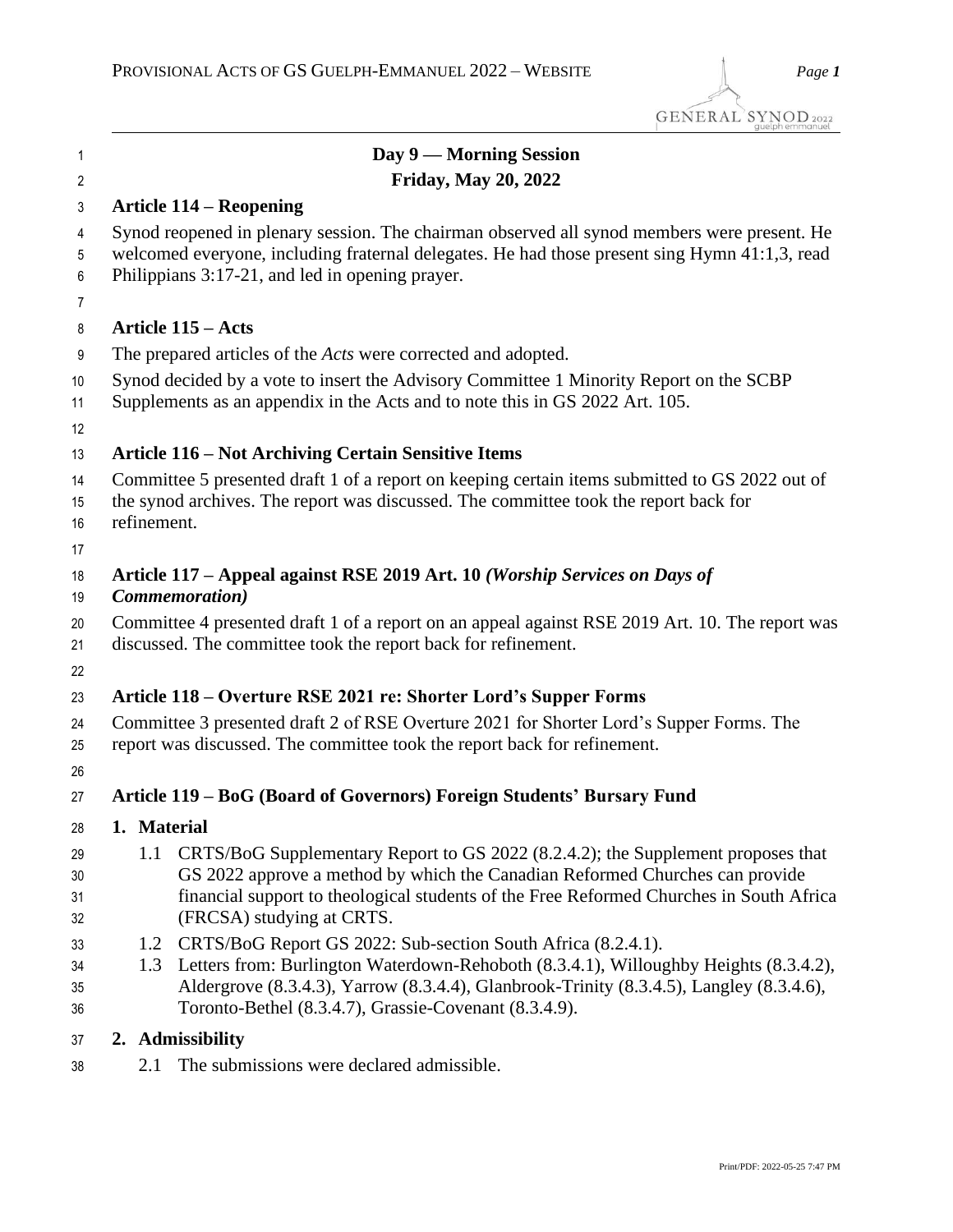## Day 9 — Morning Session

## Friday, May 20, 2022

### Article 114 – Reopening

Synod reopened in plenary session. The chairman observed all synod members were present. He welcomed everyone, including fraternal delegates. He had those present sing Hymn 41:1,3, read Philippians 3:17-21, and led in opening prayer.

### Article 115 – Acts

The prepared articles of the *Acts* were corrected and adopted.

Synod decided by a vote to insert the Advisory Committee 1 Minority Report on the SCBP Supplements as an appendix in the Acts and to note this in GS 2022 Art. 105.

### Article 116 – Not Archiving Certain Sensitive Items

Committee 5 presented draft 1 of a report on keeping certain items submitted to GS 2022 out of the synod archives. The report was discussed. The committee took the report back for refinement.

### Article 117 – Appeal against RSE 2019 Art. 10 *(Worship Services on Days of Commemoration)*

Committee 4 presented draft 1 of a report on an appeal against RSE 2019 Art. 10. The report was discussed. The committee took the report back for refinement.

### Article 118 – Overture RSE 2021 re: Shorter Lord's Supper Forms

Committee 3 presented draft 2 of RSE Overture 2021 for Shorter Lord's Supper Forms. The report was discussed. The committee took the report back for refinement.

### Article 119 – BoG (Board of Governors) Foreign Students' Bursary Fund

**1. Material**

- 1.1 CRTS/BoG Supplementary Report to GS 2022 (8.2.4.2); the Supplement proposes that GS 2022 approve a method by which the Canadian Reformed Churches can provide financial support to theological students of the Free Reformed Churches in South Africa (FRCSA) studying at CRTS.
- 1.2 CRTS/BoG Report GS 2022: Sub-section South Africa (8.2.4.1).
- 1.3 Letters from: Burlington Waterdown-Rehoboth (8.3.4.1), Willoughby Heights (8.3.4.2), Aldergrove (8.3.4.3), Yarrow (8.3.4.4), Glanbrook-Trinity (8.3.4.5), Langley (8.3.4.6), Toronto-Bethel (8.3.4.7), Grassie-Covenant (8.3.4.9).

**2. Admissibility**

- 2.1 The submissions were declared admissible.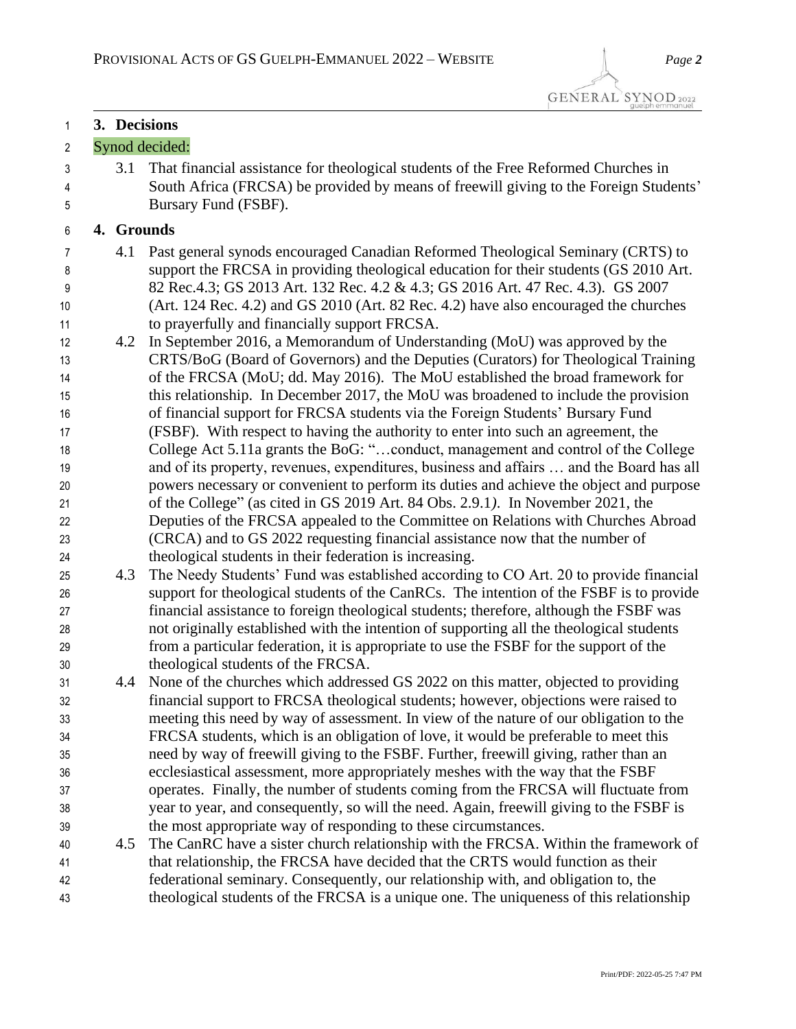## 3. Decisions

Synod decided:

3.1 That financial assistance for theological students of the Free Reformed Churches in South Africa (FRCSA) be provided by means of freewill giving to the Foreign Students' Bursary Fund (FSBF).

## 4. Grounds

4.1 Past general synods encouraged Canadian Reformed Theological Seminary (CRTS) to support the FRCSA in providing theological education for their students (GS 2010 Art. 82 Rec.4.3; GS 2013 Art. 132 Rec. 4.2 & 4.3; GS 2016 Art. 47 Rec. 4.3). GS 2007 (Art. 124 Rec. 4.2) and GS 2010 (Art. 82 Rec. 4.2) have also encouraged the churches to prayerfully and financially support FRCSA.

4.2 In September 2016, a Memorandum of Understanding (MoU) was approved by the CRTS/BoG (Board of Governors) and the Deputies (Curators) for Theological Training of the FRCSA (MoU; dd. May 2016). The MoU established the broad framework for this relationship. In December 2017, the MoU was broadened to include the provision of financial support for FRCSA students via the Foreign Students' Bursary Fund (FSBF). With respect to having the authority to enter into such an agreement, the College Act 5.11a grants the BoG: "…conduct, management and control of the College and of its property, revenues, expenditures, business and affairs … and the Board has all powers necessary or convenient to perform its duties and achieve the object and purpose of the College" (as cited in GS 2019 Art. 84 Obs. 2.9.1*)*. In November 2021, the Deputies of the FRCSA appealed to the Committee on Relations with Churches Abroad (CRCA) and to GS 2022 requesting financial assistance now that the number of theological students in their federation is increasing.

4.3 The Needy Students' Fund was established according to CO Art. 20 to provide financial support for theological students of the CanRCs. The intention of the FSBF is to provide financial assistance to foreign theological students; therefore, although the FSBF was not originally established with the intention of supporting all the theological students from a particular federation, it is appropriate to use the FSBF for the support of the theological students of the FRCSA.

4.4 None of the churches which addressed GS 2022 on this matter, objected to providing financial support to FRCSA theological students; however, objections were raised to meeting this need by way of assessment. In view of the nature of our obligation to the FRCSA students, which is an obligation of love, it would be preferable to meet this need by way of freewill giving to the FSBF. Further, freewill giving, rather than an ecclesiastical assessment, more appropriately meshes with the way that the FSBF operates. Finally, the number of students coming from the FRCSA will fluctuate from year to year, and consequently, so will the need. Again, freewill giving to the FSBF is the most appropriate way of responding to these circumstances.

4.5 The CanRC have a sister church relationship with the FRCSA. Within the framework of that relationship, the FRCSA have decided that the CRTS would function as their federational seminary. Consequently, our relationship with, and obligation to, the theological students of the FRCSA is a unique one. The uniqueness of this relationship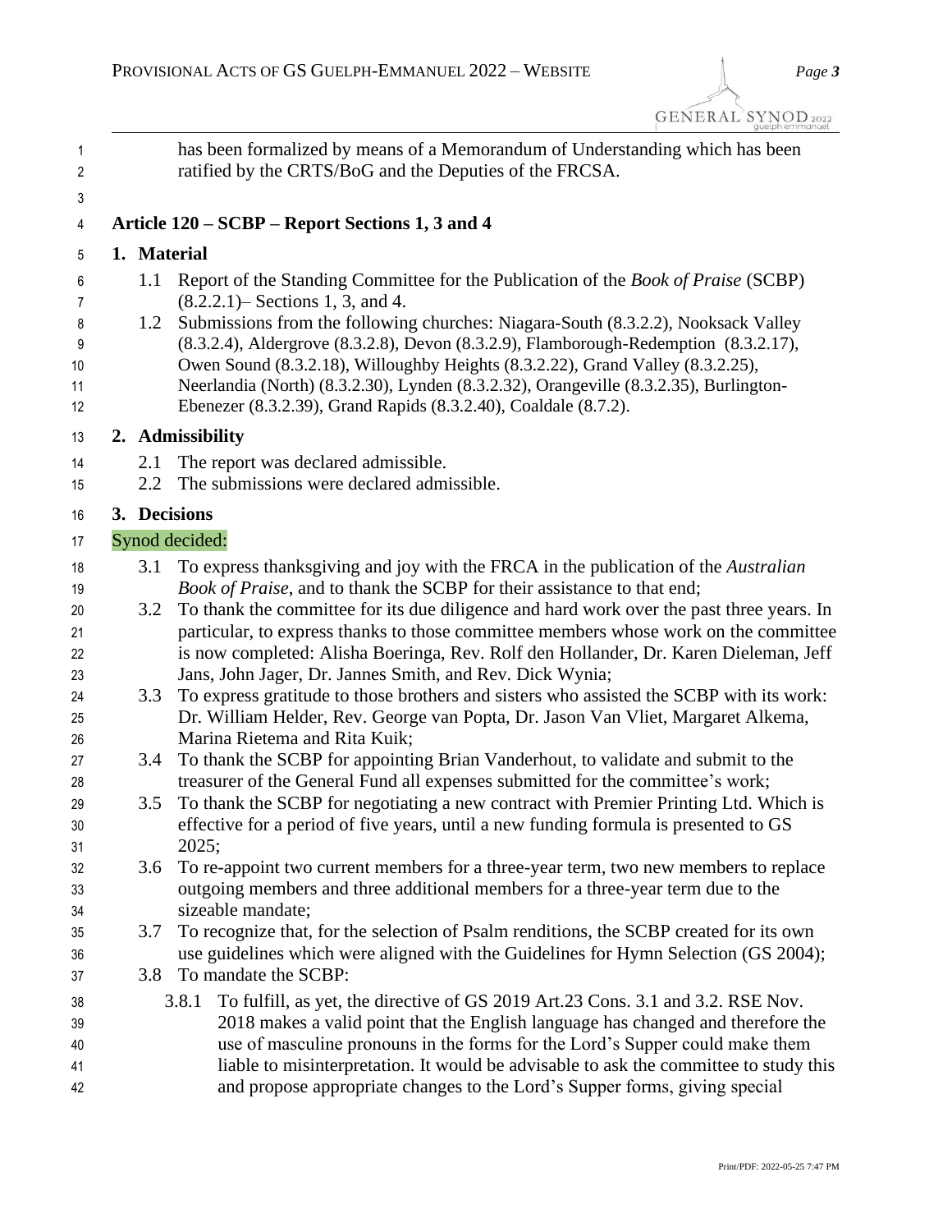has been formalized by means of a Memorandum of Understanding which has been ratified by the CRTS/BoG and the Deputies of the FRCSA.

### Article 120 – SCBP – Report Sections 1, 3 and 4

**1. Material**

1.1 Report of the Standing Committee for the Publication of the *Book of Praise* (SCBP) (8.2.2.1)– Sections 1, 3, and 4.

1.2 Submissions from the following churches: Niagara-South (8.3.2.2), Nooksack Valley (8.3.2.4), Aldergrove (8.3.2.8), Devon (8.3.2.9), Flamborough-Redemption (8.3.2.17), Owen Sound (8.3.2.18), Willoughby Heights (8.3.2.22), Grand Valley (8.3.2.25), Neerlandia (North) (8.3.2.30), Lynden (8.3.2.32), Orangeville (8.3.2.35), Burlington-Ebenezer (8.3.2.39), Grand Rapids (8.3.2.40), Coaldale (8.7.2).

**2. Admissibility**

2.1 The report was declared admissible.

2.2 The submissions were declared admissible.

**3. Decisions**

Synod decided:

3.1 To express thanksgiving and joy with the FRCA in the publication of the *Australian Book of Praise*, and to thank the SCBP for their assistance to that end;

3.2 To thank the committee for its due diligence and hard work over the past three years. In particular, to express thanks to those committee members whose work on the committee is now completed: Alisha Boeringa, Rev. Rolf den Hollander, Dr. Karen Dieleman, Jeff Jans, John Jager, Dr. Jannes Smith, and Rev. Dick Wynia;

3.3 To express gratitude to those brothers and sisters who assisted the SCBP with its work: Dr. William Helder, Rev. George van Popta, Dr. Jason Van Vliet, Margaret Alkema, Marina Rietema and Rita Kuik;

3.4 To thank the SCBP for appointing Brian Vanderhout, to validate and submit to the treasurer of the General Fund all expenses submitted for the committee's work;

3.5 To thank the SCBP for negotiating a new contract with Premier Printing Ltd. Which is effective for a period of five years, until a new funding formula is presented to GS 2025;

3.6 To re-appoint two current members for a three-year term, two new members to replace outgoing members and three additional members for a three-year term due to the sizeable mandate;

3.7 To recognize that, for the selection of Psalm renditions, the SCBP created for its own use guidelines which were aligned with the Guidelines for Hymn Selection (GS 2004);

3.8 To mandate the SCBP:

3.8.1 To fulfill, as yet, the directive of GS 2019 Art.23 Cons. 3.1 and 3.2. RSE Nov. 2018 makes a valid point that the English language has changed and therefore the use of masculine pronouns in the forms for the Lord's Supper could make them liable to misinterpretation. It would be advisable to ask the committee to study this and propose appropriate changes to the Lord's Supper forms, giving special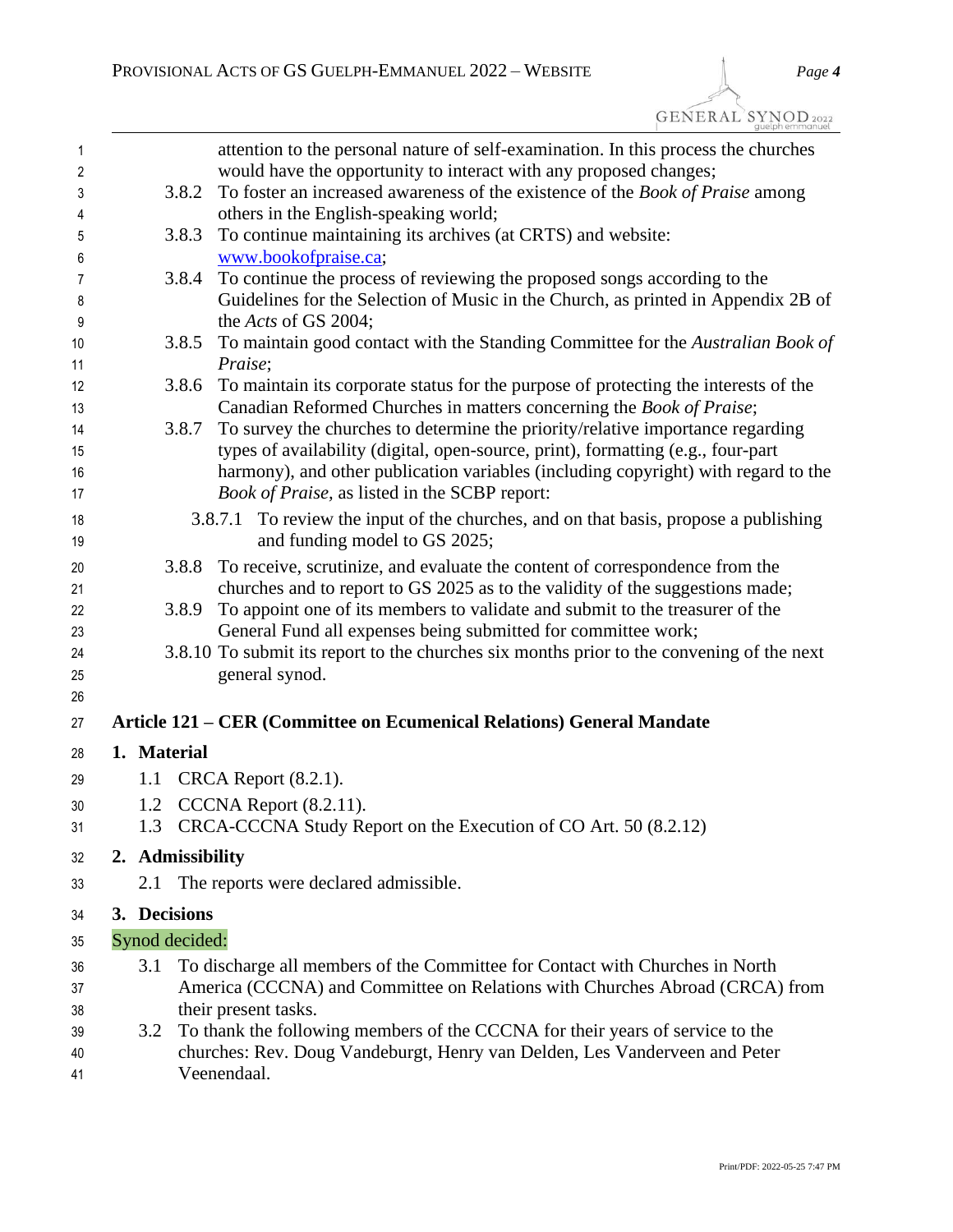attention to the personal nature of self-examination. In this process the churches would have the opportunity to interact with any proposed changes;

3.8.2 To foster an increased awareness of the existence of the *Book of Praise* among others in the English-speaking world;

3.8.3 To continue maintaining its archives (at CRTS) and website: www.bookofpraise.ca;

3.8.4 To continue the process of reviewing the proposed songs according to the Guidelines for the Selection of Music in the Church, as printed in Appendix 2B of the *Acts* of GS 2004;

3.8.5 To maintain good contact with the Standing Committee for the *Australian Book of Praise*;

3.8.6 To maintain its corporate status for the purpose of protecting the interests of the Canadian Reformed Churches in matters concerning the *Book of Praise*;

3.8.7 To survey the churches to determine the priority/relative importance regarding types of availability (digital, open-source, print), formatting (e.g., four-part harmony), and other publication variables (including copyright) with regard to the *Book of Praise,* as listed in the SCBP report:

- 3.8.7.1 To review the input of the churches, and on that basis, propose a publishing and funding model to GS 2025;

3.8.8 To receive, scrutinize, and evaluate the content of correspondence from the churches and to report to GS 2025 as to the validity of the suggestions made;

3.8.9 To appoint one of its members to validate and submit to the treasurer of the General Fund all expenses being submitted for committee work;

3.8.10 To submit its report to the churches six months prior to the convening of the next general synod.

## Article 121 – CER (Committee on Ecumenical Relations) General Mandate

### 1. Material

1.1 CRCA Report (8.2.1).

1.2 CCCNA Report (8.2.11).

1.3 CRCA-CCCNA Study Report on the Execution of CO Art. 50 (8.2.12)

### 2. Admissibility

2.1 The reports were declared admissible.

### 3. Decisions

Synod decided:

3.1 To discharge all members of the Committee for Contact with Churches in North America (CCCNA) and Committee on Relations with Churches Abroad (CRCA) from their present tasks.

3.2 To thank the following members of the CCCNA for their years of service to the churches: Rev. Doug Vandeburgt, Henry van Delden, Les Vanderveen and Peter Veenendaal.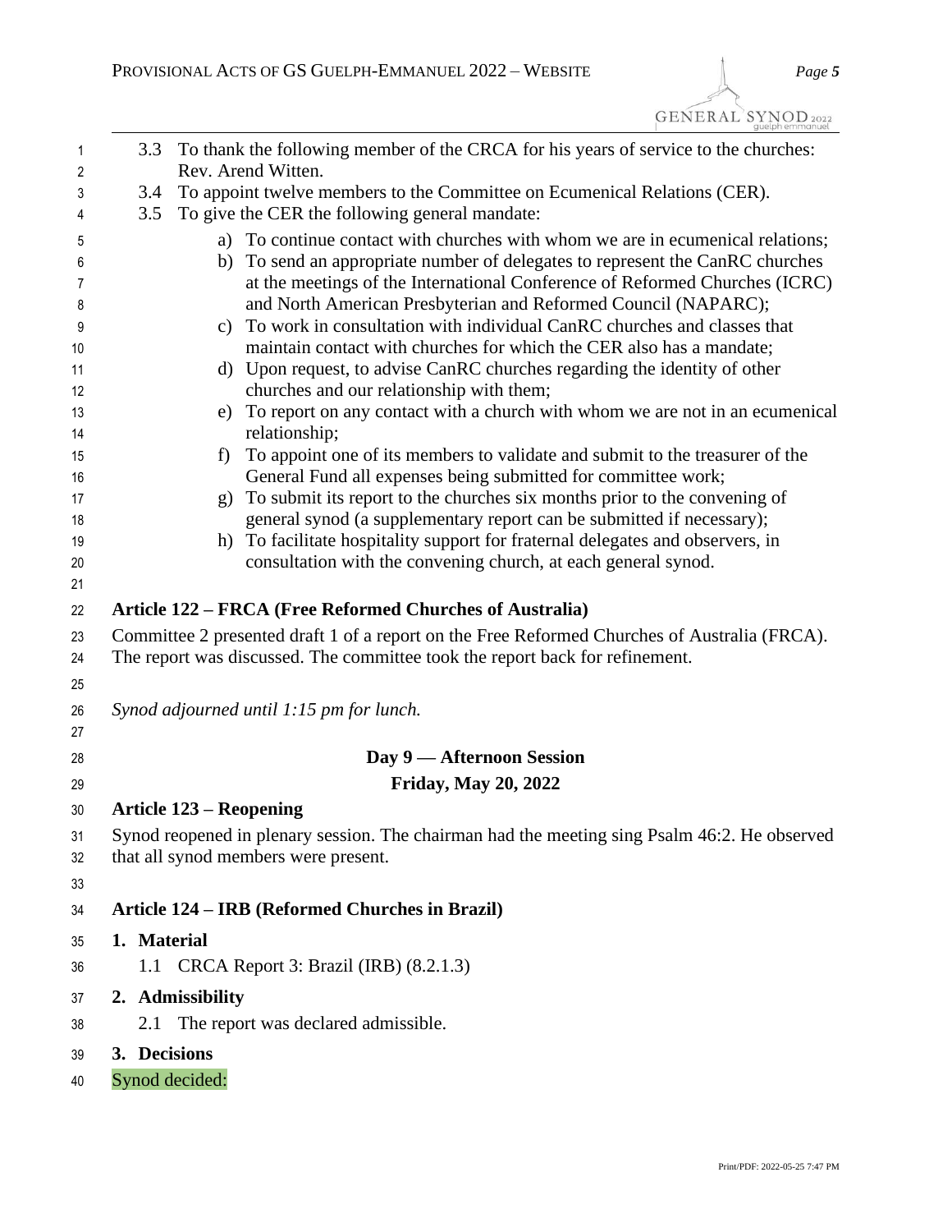3.3 To thank the following member of the CRCA for his years of service to the churches: Rev. Arend Witten.

3.4 To appoint twelve members to the Committee on Ecumenical Relations (CER).

3.5 To give the CER the following general mandate:

a) To continue contact with churches with whom we are in ecumenical relations;

b) To send an appropriate number of delegates to represent the CanRC churches at the meetings of the International Conference of Reformed Churches (ICRC) and North American Presbyterian and Reformed Council (NAPARC);

c) To work in consultation with individual CanRC churches and classes that maintain contact with churches for which the CER also has a mandate;

d) Upon request, to advise CanRC churches regarding the identity of other churches and our relationship with them;

e) To report on any contact with a church with whom we are not in an ecumenical relationship;

f) To appoint one of its members to validate and submit to the treasurer of the General Fund all expenses being submitted for committee work;

g) To submit its report to the churches six months prior to the convening of general synod (a supplementary report can be submitted if necessary);

h) To facilitate hospitality support for fraternal delegates and observers, in consultation with the convening church, at each general synod.

## Article 122 – FRCA (Free Reformed Churches of Australia)

Committee 2 presented draft 1 of a report on the Free Reformed Churches of Australia (FRCA). The report was discussed. The committee took the report back for refinement.

*Synod adjourned until 1:15 pm for lunch.*

## Day 9 — Afternoon Session

## Friday, May 20, 2022

## Article 123 – Reopening

Synod reopened in plenary session. The chairman had the meeting sing Psalm 46:2. He observed that all synod members were present.

## Article 124 – IRB (Reformed Churches in Brazil)

### 1. Material

1.1 CRCA Report 3: Brazil (IRB) (8.2.1.3)

### 2. Admissibility

2.1 The report was declared admissible.

### 3. Decisions

Synod decided: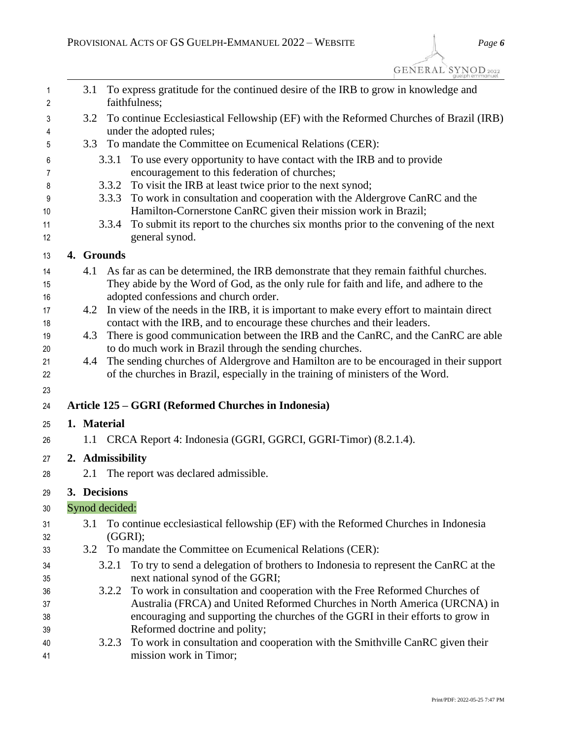3.1 To express gratitude for the continued desire of the IRB to grow in knowledge and faithfulness;

3.2 To continue Ecclesiastical Fellowship (EF) with the Reformed Churches of Brazil (IRB) under the adopted rules;

3.3 To mandate the Committee on Ecumenical Relations (CER):

- 3.3.1 To use every opportunity to have contact with the IRB and to provide encouragement to this federation of churches;
- 3.3.2 To visit the IRB at least twice prior to the next synod;
- 3.3.3 To work in consultation and cooperation with the Aldergrove CanRC and the Hamilton-Cornerstone CanRC given their mission work in Brazil;
- 3.3.4 To submit its report to the churches six months prior to the convening of the next general synod.

## 4. Grounds

4.1 As far as can be determined, the IRB demonstrate that they remain faithful churches. They abide by the Word of God, as the only rule for faith and life, and adhere to the adopted confessions and church order.

4.2 In view of the needs in the IRB, it is important to make every effort to maintain direct contact with the IRB, and to encourage these churches and their leaders.

4.3 There is good communication between the IRB and the CanRC, and the CanRC are able to do much work in Brazil through the sending churches.

4.4 The sending churches of Aldergrove and Hamilton are to be encouraged in their support of the churches in Brazil, especially in the training of ministers of the Word.

# Article 125 – GGRI (Reformed Churches in Indonesia)

## 1. Material

1.1 CRCA Report 4: Indonesia (GGRI, GGRCI, GGRI-Timor) (8.2.1.4).

## 2. Admissibility

2.1 The report was declared admissible.

## 3. Decisions

Synod decided:

3.1 To continue ecclesiastical fellowship (EF) with the Reformed Churches in Indonesia (GGRI);

3.2 To mandate the Committee on Ecumenical Relations (CER):

- 3.2.1 To try to send a delegation of brothers to Indonesia to represent the CanRC at the next national synod of the GGRI;
- 3.2.2 To work in consultation and cooperation with the Free Reformed Churches of Australia (FRCA) and United Reformed Churches in North America (URCNA) in encouraging and supporting the churches of the GGRI in their efforts to grow in Reformed doctrine and polity;
- 3.2.3 To work in consultation and cooperation with the Smithville CanRC given their mission work in Timor;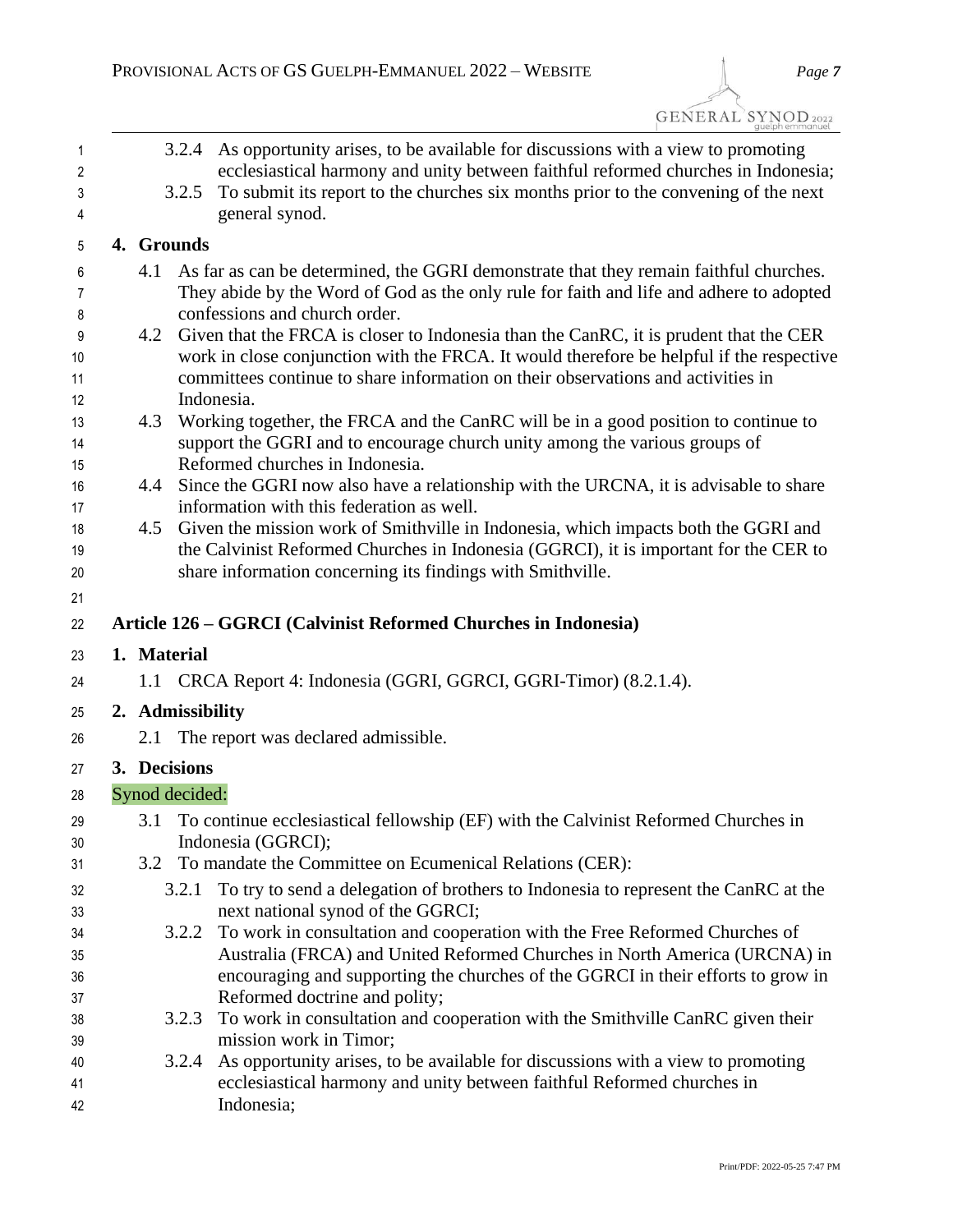3.2.4 As opportunity arises, to be available for discussions with a view to promoting ecclesiastical harmony and unity between faithful reformed churches in Indonesia;

3.2.5 To submit its report to the churches six months prior to the convening of the next general synod.

**4. Grounds**

4.1 As far as can be determined, the GGRI demonstrate that they remain faithful churches. They abide by the Word of God as the only rule for faith and life and adhere to adopted confessions and church order.

4.2 Given that the FRCA is closer to Indonesia than the CanRC, it is prudent that the CER work in close conjunction with the FRCA. It would therefore be helpful if the respective committees continue to share information on their observations and activities in Indonesia.

4.3 Working together, the FRCA and the CanRC will be in a good position to continue to support the GGRI and to encourage church unity among the various groups of Reformed churches in Indonesia.

4.4 Since the GGRI now also have a relationship with the URCNA, it is advisable to share information with this federation as well.

4.5 Given the mission work of Smithville in Indonesia, which impacts both the GGRI and the Calvinist Reformed Churches in Indonesia (GGRCI), it is important for the CER to share information concerning its findings with Smithville.

## Article 126 – GGRCI (Calvinist Reformed Churches in Indonesia)

**1. Material**

1.1 CRCA Report 4: Indonesia (GGRI, GGRCI, GGRI-Timor) (8.2.1.4).

**2. Admissibility**

2.1 The report was declared admissible.

**3. Decisions**

Synod decided:

3.1 To continue ecclesiastical fellowship (EF) with the Calvinist Reformed Churches in Indonesia (GGRCI);

3.2 To mandate the Committee on Ecumenical Relations (CER):

3.2.1 To try to send a delegation of brothers to Indonesia to represent the CanRC at the next national synod of the GGRCI;

3.2.2 To work in consultation and cooperation with the Free Reformed Churches of Australia (FRCA) and United Reformed Churches in North America (URCNA) in encouraging and supporting the churches of the GGRCI in their efforts to grow in Reformed doctrine and polity;

3.2.3 To work in consultation and cooperation with the Smithville CanRC given their mission work in Timor;

3.2.4 As opportunity arises, to be available for discussions with a view to promoting ecclesiastical harmony and unity between faithful Reformed churches in Indonesia;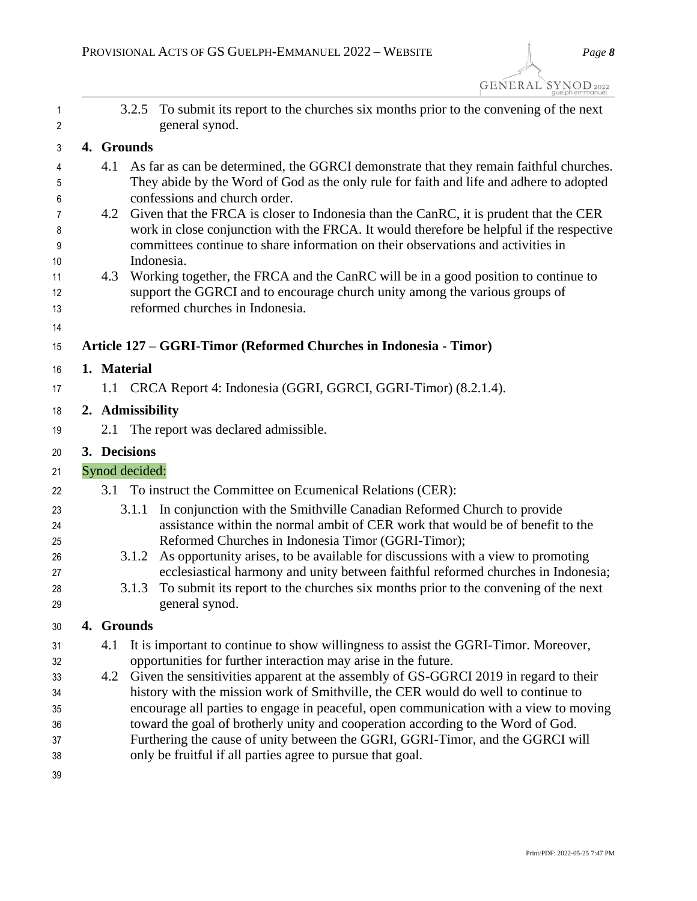3.2.5 To submit its report to the churches six months prior to the convening of the next general synod.

**4. Grounds**

4.1 As far as can be determined, the GGRCI demonstrate that they remain faithful churches. They abide by the Word of God as the only rule for faith and life and adhere to adopted confessions and church order.

4.2 Given that the FRCA is closer to Indonesia than the CanRC, it is prudent that the CER work in close conjunction with the FRCA. It would therefore be helpful if the respective committees continue to share information on their observations and activities in Indonesia.

4.3 Working together, the FRCA and the CanRC will be in a good position to continue to support the GGRCI and to encourage church unity among the various groups of reformed churches in Indonesia.

## Article 127 – GGRI-Timor (Reformed Churches in Indonesia - Timor)

**1. Material**

1.1 CRCA Report 4: Indonesia (GGRI, GGRCI, GGRI-Timor) (8.2.1.4).

**2. Admissibility**

2.1 The report was declared admissible.

**3. Decisions**

Synod decided:

3.1 To instruct the Committee on Ecumenical Relations (CER):

3.1.1 In conjunction with the Smithville Canadian Reformed Church to provide assistance within the normal ambit of CER work that would be of benefit to the Reformed Churches in Indonesia Timor (GGRI-Timor);

3.1.2 As opportunity arises, to be available for discussions with a view to promoting ecclesiastical harmony and unity between faithful reformed churches in Indonesia;

3.1.3 To submit its report to the churches six months prior to the convening of the next general synod.

**4. Grounds**

4.1 It is important to continue to show willingness to assist the GGRI-Timor. Moreover, opportunities for further interaction may arise in the future.

4.2 Given the sensitivities apparent at the assembly of GS-GGRCI 2019 in regard to their history with the mission work of Smithville, the CER would do well to continue to encourage all parties to engage in peaceful, open communication with a view to moving toward the goal of brotherly unity and cooperation according to the Word of God. Furthering the cause of unity between the GGRI, GGRI-Timor, and the GGRCI will only be fruitful if all parties agree to pursue that goal.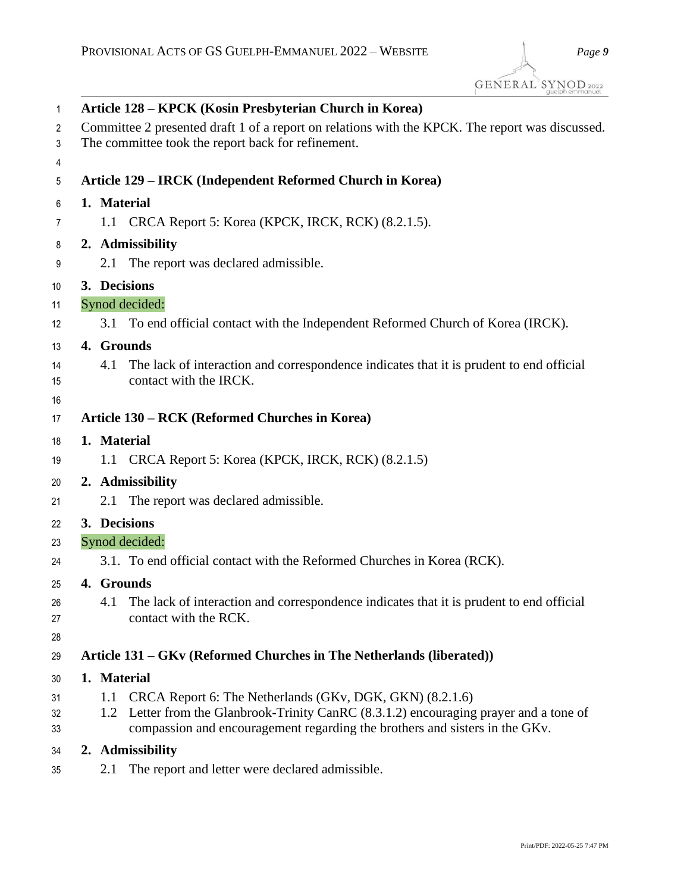## Article 128 – KPCK (Kosin Presbyterian Church in Korea)

Committee 2 presented draft 1 of a report on relations with the KPCK. The report was discussed. The committee took the report back for refinement.

## Article 129 – IRCK (Independent Reformed Church in Korea)

### 1. Material

1.1 CRCA Report 5: Korea (KPCK, IRCK, RCK) (8.2.1.5).

### 2. Admissibility

2.1 The report was declared admissible.

### 3. Decisions

Synod decided:

3.1 To end official contact with the Independent Reformed Church of Korea (IRCK).

### 4. Grounds

4.1 The lack of interaction and correspondence indicates that it is prudent to end official contact with the IRCK.

## Article 130 – RCK (Reformed Churches in Korea)

### 1. Material

1.1 CRCA Report 5: Korea (KPCK, IRCK, RCK) (8.2.1.5)

### 2. Admissibility

2.1 The report was declared admissible.

### 3. Decisions

Synod decided:

3.1. To end official contact with the Reformed Churches in Korea (RCK).

### 4. Grounds

4.1 The lack of interaction and correspondence indicates that it is prudent to end official contact with the RCK.

## Article 131 – GKv (Reformed Churches in The Netherlands (liberated))

### 1. Material

1.1 CRCA Report 6: The Netherlands (GKv, DGK, GKN) (8.2.1.6)

1.2 Letter from the Glanbrook-Trinity CanRC (8.3.1.2) encouraging prayer and a tone of compassion and encouragement regarding the brothers and sisters in the GKv.

### 2. Admissibility

2.1 The report and letter were declared admissible.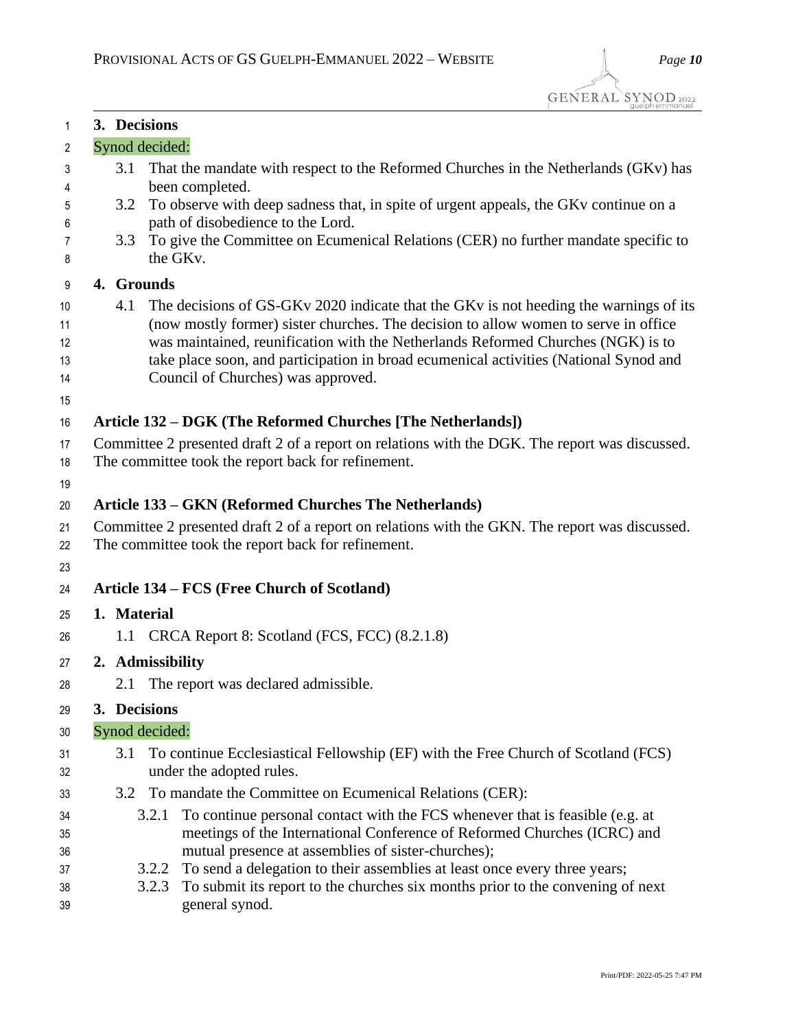**3. Decisions**

Synod decided:

3.1 That the mandate with respect to the Reformed Churches in the Netherlands (GKv) has been completed.

3.2 To observe with deep sadness that, in spite of urgent appeals, the GKv continue on a path of disobedience to the Lord.

3.3 To give the Committee on Ecumenical Relations (CER) no further mandate specific to the GKv.

**4. Grounds**

4.1 The decisions of GS-GKv 2020 indicate that the GKv is not heeding the warnings of its (now mostly former) sister churches. The decision to allow women to serve in office was maintained, reunification with the Netherlands Reformed Churches (NGK) is to take place soon, and participation in broad ecumenical activities (National Synod and Council of Churches) was approved.

### Article 132 – DGK (The Reformed Churches [The Netherlands])

Committee 2 presented draft 2 of a report on relations with the DGK. The report was discussed. The committee took the report back for refinement.

### Article 133 – GKN (Reformed Churches The Netherlands)

Committee 2 presented draft 2 of a report on relations with the GKN. The report was discussed. The committee took the report back for refinement.

### Article 134 – FCS (Free Church of Scotland)

**1. Material**

1.1 CRCA Report 8: Scotland (FCS, FCC) (8.2.1.8)

**2. Admissibility**

2.1 The report was declared admissible.

**3. Decisions**

Synod decided:

3.1 To continue Ecclesiastical Fellowship (EF) with the Free Church of Scotland (FCS) under the adopted rules.

3.2 To mandate the Committee on Ecumenical Relations (CER):

3.2.1 To continue personal contact with the FCS whenever that is feasible (e.g. at meetings of the International Conference of Reformed Churches (ICRC) and mutual presence at assemblies of sister-churches);

3.2.2 To send a delegation to their assemblies at least once every three years;

3.2.3 To submit its report to the churches six months prior to the convening of next general synod.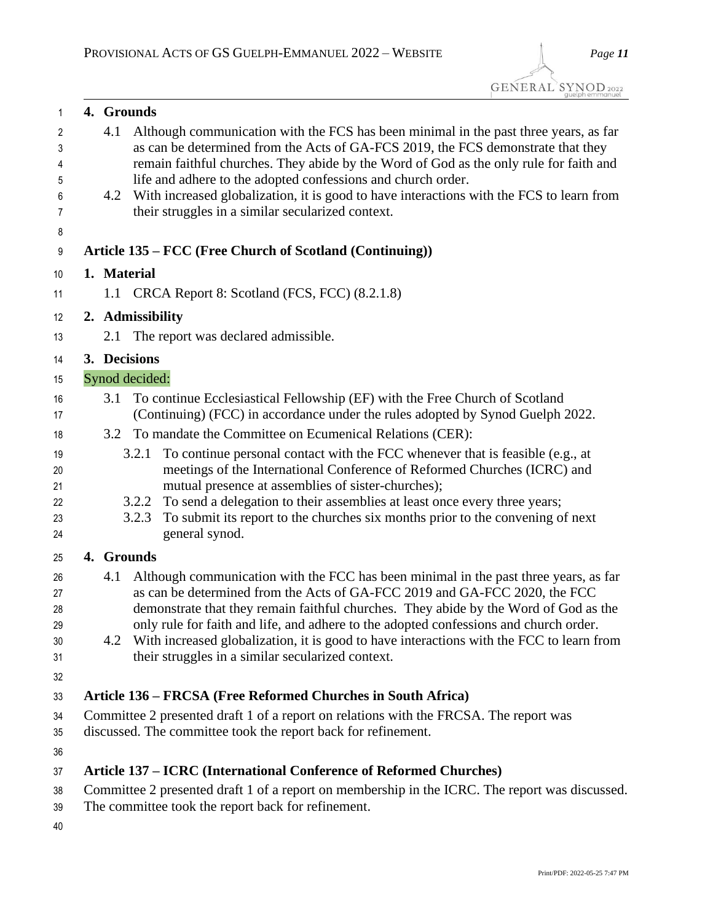**4. Grounds**

4.1 Although communication with the FCS has been minimal in the past three years, as far as can be determined from the Acts of GA-FCS 2019, the FCS demonstrate that they remain faithful churches. They abide by the Word of God as the only rule for faith and life and adhere to the adopted confessions and church order.

4.2 With increased globalization, it is good to have interactions with the FCS to learn from their struggles in a similar secularized context.

### Article 135 – FCC (Free Church of Scotland (Continuing))

**1. Material**

1.1 CRCA Report 8: Scotland (FCS, FCC) (8.2.1.8)

**2. Admissibility**

2.1 The report was declared admissible.

**3. Decisions**

Synod decided:

3.1 To continue Ecclesiastical Fellowship (EF) with the Free Church of Scotland (Continuing) (FCC) in accordance under the rules adopted by Synod Guelph 2022.

3.2 To mandate the Committee on Ecumenical Relations (CER):

3.2.1 To continue personal contact with the FCC whenever that is feasible (e.g., at meetings of the International Conference of Reformed Churches (ICRC) and mutual presence at assemblies of sister-churches);

3.2.2 To send a delegation to their assemblies at least once every three years;

3.2.3 To submit its report to the churches six months prior to the convening of next general synod.

**4. Grounds**

4.1 Although communication with the FCC has been minimal in the past three years, as far as can be determined from the Acts of GA-FCC 2019 and GA-FCC 2020, the FCC demonstrate that they remain faithful churches. They abide by the Word of God as the only rule for faith and life, and adhere to the adopted confessions and church order.

4.2 With increased globalization, it is good to have interactions with the FCC to learn from their struggles in a similar secularized context.

### Article 136 – FRCSA (Free Reformed Churches in South Africa)

Committee 2 presented draft 1 of a report on relations with the FRCSA. The report was discussed. The committee took the report back for refinement.

### Article 137 – ICRC (International Conference of Reformed Churches)

Committee 2 presented draft 1 of a report on membership in the ICRC. The report was discussed. The committee took the report back for refinement.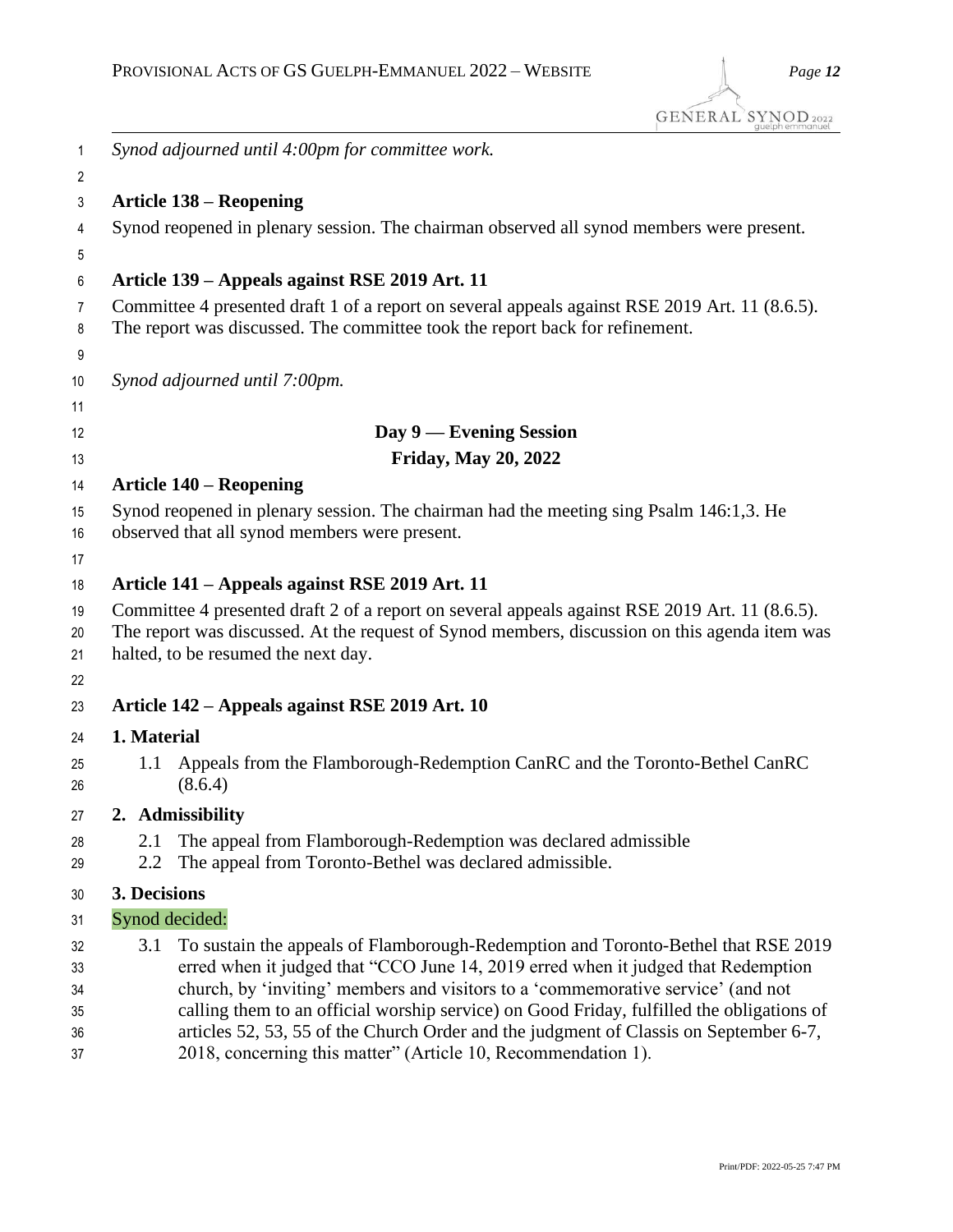*Synod adjourned until 4:00pm for committee work.*

### Article 138 – Reopening

Synod reopened in plenary session. The chairman observed all synod members were present.

### Article 139 – Appeals against RSE 2019 Art. 11

Committee 4 presented draft 1 of a report on several appeals against RSE 2019 Art. 11 (8.6.5). The report was discussed. The committee took the report back for refinement.

*Synod adjourned until 7:00pm.*

## Day 9 — Evening Session
## Friday, May 20, 2022

### Article 140 – Reopening

Synod reopened in plenary session. The chairman had the meeting sing Psalm 146:1,3. He observed that all synod members were present.

### Article 141 – Appeals against RSE 2019 Art. 11

Committee 4 presented draft 2 of a report on several appeals against RSE 2019 Art. 11 (8.6.5). The report was discussed. At the request of Synod members, discussion on this agenda item was halted, to be resumed the next day.

### Article 142 – Appeals against RSE 2019 Art. 10

**1. Material**

1.1 Appeals from the Flamborough-Redemption CanRC and the Toronto-Bethel CanRC (8.6.4)

**2. Admissibility**

2.1 The appeal from Flamborough-Redemption was declared admissible

2.2 The appeal from Toronto-Bethel was declared admissible.

**3. Decisions**

Synod decided:

3.1 To sustain the appeals of Flamborough-Redemption and Toronto-Bethel that RSE 2019 erred when it judged that "CCO June 14, 2019 erred when it judged that Redemption church, by 'inviting' members and visitors to a 'commemorative service' (and not calling them to an official worship service) on Good Friday, fulfilled the obligations of articles 52, 53, 55 of the Church Order and the judgment of Classis on September 6-7, 2018, concerning this matter" (Article 10, Recommendation 1).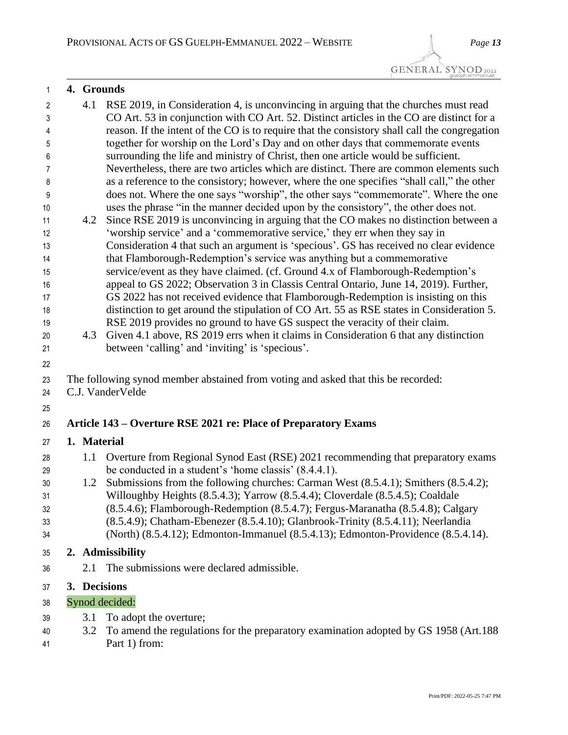**4. Grounds**

4.1 RSE 2019, in Consideration 4, is unconvincing in arguing that the churches must read CO Art. 53 in conjunction with CO Art. 52. Distinct articles in the CO are distinct for a reason. If the intent of the CO is to require that the consistory shall call the congregation together for worship on the Lord's Day and on other days that commemorate events surrounding the life and ministry of Christ, then one article would be sufficient. Nevertheless, there are two articles which are distinct. There are common elements such as a reference to the consistory; however, where the one specifies "shall call," the other does not. Where the one says "worship", the other says "commemorate". Where the one uses the phrase "in the manner decided upon by the consistory", the other does not.

4.2 Since RSE 2019 is unconvincing in arguing that the CO makes no distinction between a 'worship service' and a 'commemorative service,' they err when they say in Consideration 4 that such an argument is 'specious'. GS has received no clear evidence that Flamborough-Redemption's service was anything but a commemorative service/event as they have claimed. (cf. Ground 4.x of Flamborough-Redemption's appeal to GS 2022; Observation 3 in Classis Central Ontario, June 14, 2019). Further, GS 2022 has not received evidence that Flamborough-Redemption is insisting on this distinction to get around the stipulation of CO Art. 55 as RSE states in Consideration 5. RSE 2019 provides no ground to have GS suspect the veracity of their claim.

4.3 Given 4.1 above, RS 2019 errs when it claims in Consideration 6 that any distinction between 'calling' and 'inviting' is 'specious'.

The following synod member abstained from voting and asked that this be recorded:
C.J. VanderVelde

## Article 143 – Overture RSE 2021 re: Place of Preparatory Exams

**1. Material**

1.1 Overture from Regional Synod East (RSE) 2021 recommending that preparatory exams be conducted in a student's 'home classis' (8.4.4.1).

1.2 Submissions from the following churches: Carman West (8.5.4.1); Smithers (8.5.4.2); Willoughby Heights (8.5.4.3); Yarrow (8.5.4.4); Cloverdale (8.5.4.5); Coaldale (8.5.4.6); Flamborough-Redemption (8.5.4.7); Fergus-Maranatha (8.5.4.8); Calgary (8.5.4.9); Chatham-Ebenezer (8.5.4.10); Glanbrook-Trinity (8.5.4.11); Neerlandia (North) (8.5.4.12); Edmonton-Immanuel (8.5.4.13); Edmonton-Providence (8.5.4.14).

**2. Admissibility**

2.1 The submissions were declared admissible.

**3. Decisions**

Synod decided:

3.1 To adopt the overture;

3.2 To amend the regulations for the preparatory examination adopted by GS 1958 (Art.188 Part 1) from: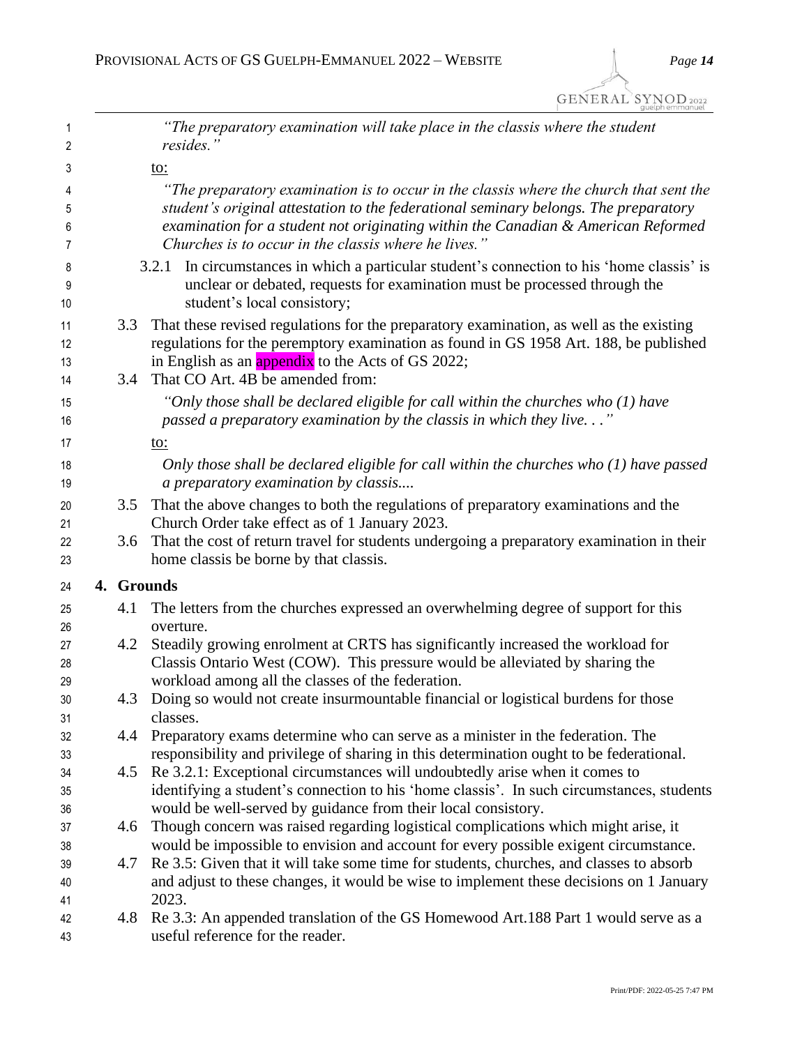*"The preparatory examination will take place in the classis where the student resides."*

to:

*"The preparatory examination is to occur in the classis where the church that sent the student's original attestation to the federational seminary belongs. The preparatory examination for a student not originating within the Canadian & American Reformed Churches is to occur in the classis where he lives."*

3.2.1 In circumstances in which a particular student's connection to his 'home classis' is unclear or debated, requests for examination must be processed through the student's local consistory;

3.3 That these revised regulations for the preparatory examination, as well as the existing regulations for the peremptory examination as found in GS 1958 Art. 188, be published in English as an appendix to the Acts of GS 2022;

3.4 That CO Art. 4B be amended from:

*"Only those shall be declared eligible for call within the churches who (1) have passed a preparatory examination by the classis in which they live. . ."*

to:

*Only those shall be declared eligible for call within the churches who (1) have passed a preparatory examination by classis....*

3.5 That the above changes to both the regulations of preparatory examinations and the Church Order take effect as of 1 January 2023.

3.6 That the cost of return travel for students undergoing a preparatory examination in their home classis be borne by that classis.

## 4. Grounds

4.1 The letters from the churches expressed an overwhelming degree of support for this overture.

4.2 Steadily growing enrolment at CRTS has significantly increased the workload for Classis Ontario West (COW). This pressure would be alleviated by sharing the workload among all the classes of the federation.

4.3 Doing so would not create insurmountable financial or logistical burdens for those classes.

4.4 Preparatory exams determine who can serve as a minister in the federation. The responsibility and privilege of sharing in this determination ought to be federational.

4.5 Re 3.2.1: Exceptional circumstances will undoubtedly arise when it comes to identifying a student's connection to his 'home classis'. In such circumstances, students would be well-served by guidance from their local consistory.

4.6 Though concern was raised regarding logistical complications which might arise, it would be impossible to envision and account for every possible exigent circumstance.

4.7 Re 3.5: Given that it will take some time for students, churches, and classes to absorb and adjust to these changes, it would be wise to implement these decisions on 1 January 2023.

4.8 Re 3.3: An appended translation of the GS Homewood Art.188 Part 1 would serve as a useful reference for the reader.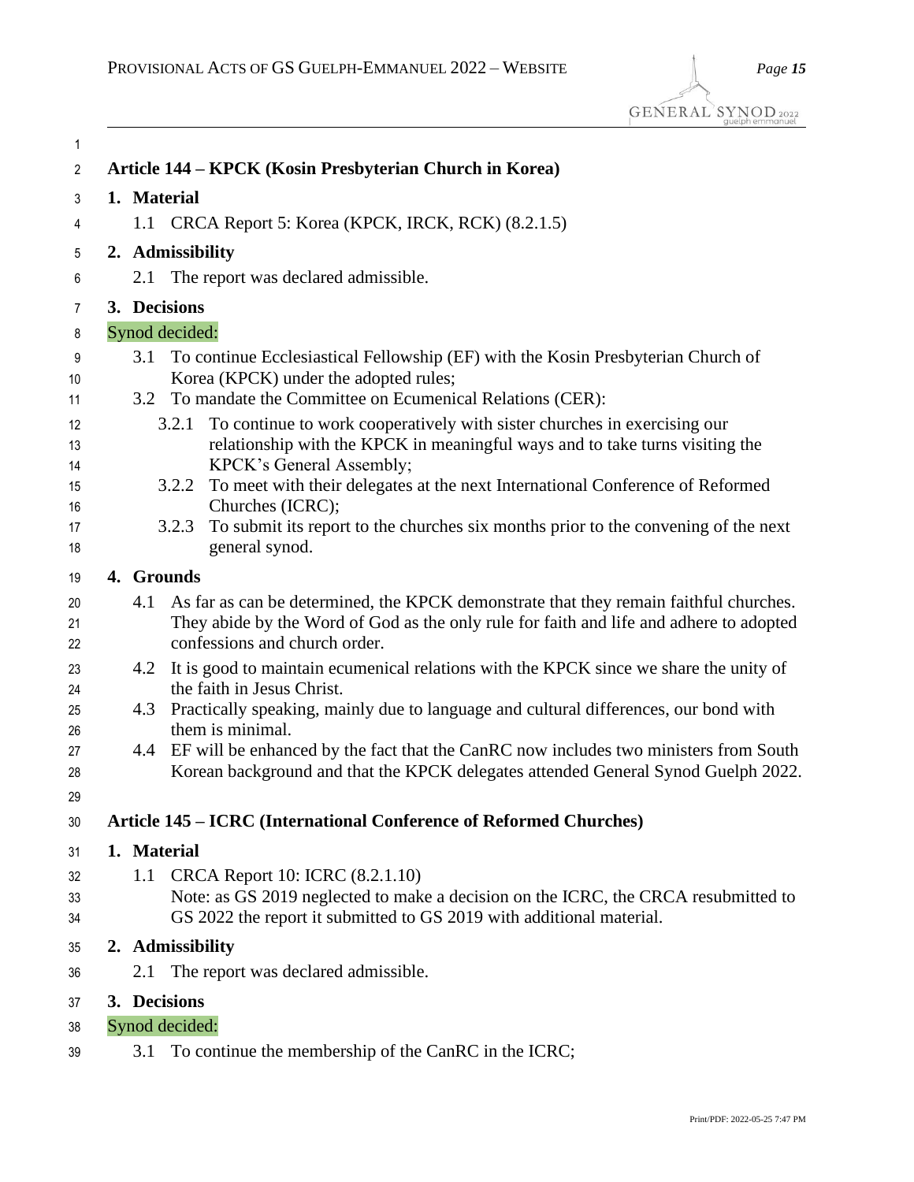## Article 144 – KPCK (Kosin Presbyterian Church in Korea)

### 1. Material

1.1 CRCA Report 5: Korea (KPCK, IRCK, RCK) (8.2.1.5)

### 2. Admissibility

2.1 The report was declared admissible.

### 3. Decisions

Synod decided:

3.1 To continue Ecclesiastical Fellowship (EF) with the Kosin Presbyterian Church of Korea (KPCK) under the adopted rules;

3.2 To mandate the Committee on Ecumenical Relations (CER):

3.2.1 To continue to work cooperatively with sister churches in exercising our relationship with the KPCK in meaningful ways and to take turns visiting the KPCK's General Assembly;

3.2.2 To meet with their delegates at the next International Conference of Reformed Churches (ICRC);

3.2.3 To submit its report to the churches six months prior to the convening of the next general synod.

### 4. Grounds

4.1 As far as can be determined, the KPCK demonstrate that they remain faithful churches. They abide by the Word of God as the only rule for faith and life and adhere to adopted confessions and church order.

4.2 It is good to maintain ecumenical relations with the KPCK since we share the unity of the faith in Jesus Christ.

4.3 Practically speaking, mainly due to language and cultural differences, our bond with them is minimal.

4.4 EF will be enhanced by the fact that the CanRC now includes two ministers from South Korean background and that the KPCK delegates attended General Synod Guelph 2022.

## Article 145 – ICRC (International Conference of Reformed Churches)

### 1. Material

1.1 CRCA Report 10: ICRC (8.2.1.10)
Note: as GS 2019 neglected to make a decision on the ICRC, the CRCA resubmitted to GS 2022 the report it submitted to GS 2019 with additional material.

### 2. Admissibility

2.1 The report was declared admissible.

### 3. Decisions

Synod decided:

3.1 To continue the membership of the CanRC in the ICRC;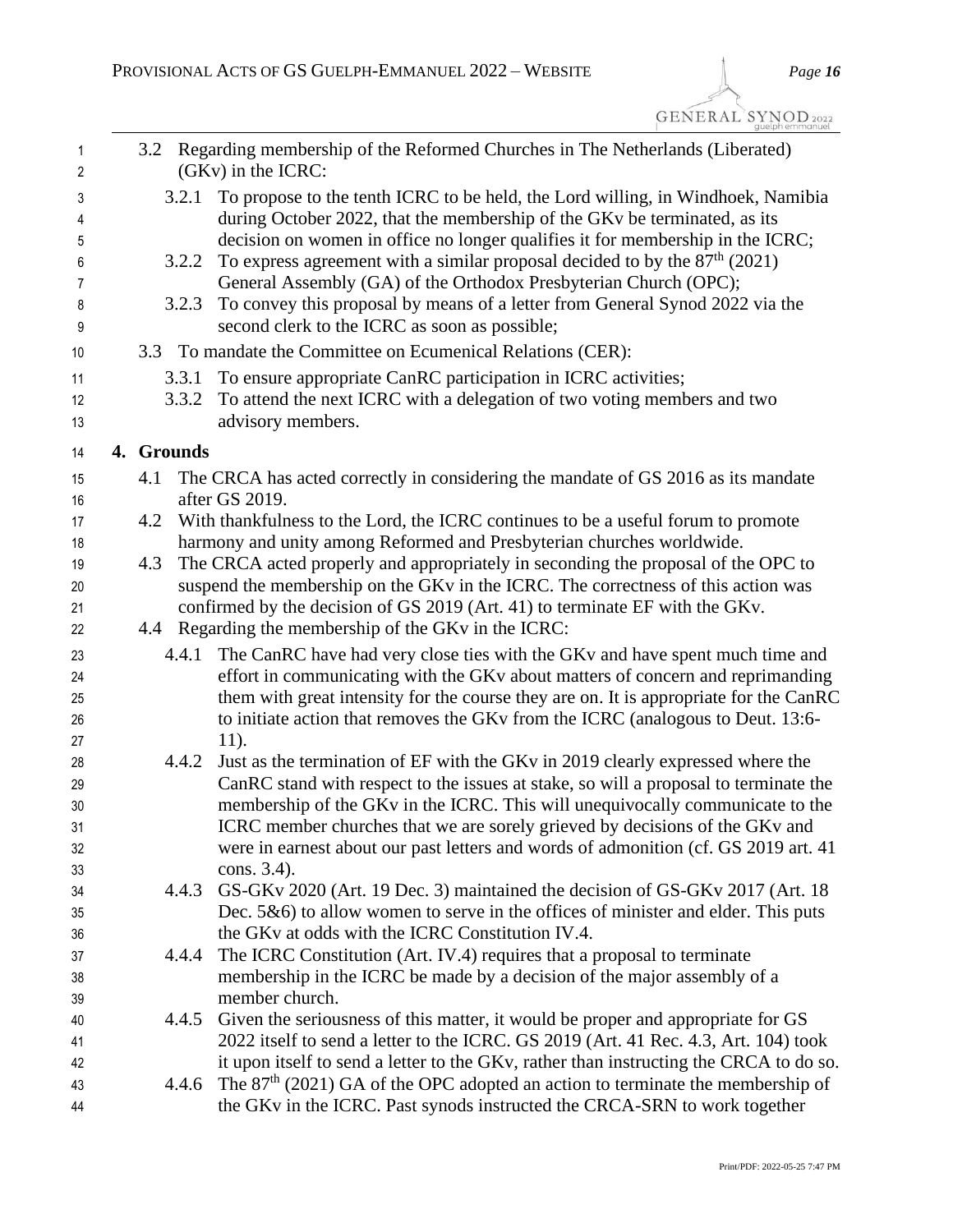3.2 Regarding membership of the Reformed Churches in The Netherlands (Liberated) (GKv) in the ICRC:

3.2.1 To propose to the tenth ICRC to be held, the Lord willing, in Windhoek, Namibia during October 2022, that the membership of the GKv be terminated, as its decision on women in office no longer qualifies it for membership in the ICRC;

3.2.2 To express agreement with a similar proposal decided to by the 87th (2021) General Assembly (GA) of the Orthodox Presbyterian Church (OPC);

3.2.3 To convey this proposal by means of a letter from General Synod 2022 via the second clerk to the ICRC as soon as possible;

3.3 To mandate the Committee on Ecumenical Relations (CER):

3.3.1 To ensure appropriate CanRC participation in ICRC activities;

3.3.2 To attend the next ICRC with a delegation of two voting members and two advisory members.

## 4. Grounds

4.1 The CRCA has acted correctly in considering the mandate of GS 2016 as its mandate after GS 2019.

4.2 With thankfulness to the Lord, the ICRC continues to be a useful forum to promote harmony and unity among Reformed and Presbyterian churches worldwide.

4.3 The CRCA acted properly and appropriately in seconding the proposal of the OPC to suspend the membership on the GKv in the ICRC. The correctness of this action was confirmed by the decision of GS 2019 (Art. 41) to terminate EF with the GKv.

4.4 Regarding the membership of the GKv in the ICRC:

4.4.1 The CanRC have had very close ties with the GKv and have spent much time and effort in communicating with the GKv about matters of concern and reprimanding them with great intensity for the course they are on. It is appropriate for the CanRC to initiate action that removes the GKv from the ICRC (analogous to Deut. 13:6-11).

4.4.2 Just as the termination of EF with the GKv in 2019 clearly expressed where the CanRC stand with respect to the issues at stake, so will a proposal to terminate the membership of the GKv in the ICRC. This will unequivocally communicate to the ICRC member churches that we are sorely grieved by decisions of the GKv and were in earnest about our past letters and words of admonition (cf. GS 2019 art. 41 cons. 3.4).

4.4.3 GS-GKv 2020 (Art. 19 Dec. 3) maintained the decision of GS-GKv 2017 (Art. 18 Dec. 5&6) to allow women to serve in the offices of minister and elder. This puts the GKv at odds with the ICRC Constitution IV.4.

4.4.4 The ICRC Constitution (Art. IV.4) requires that a proposal to terminate membership in the ICRC be made by a decision of the major assembly of a member church.

4.4.5 Given the seriousness of this matter, it would be proper and appropriate for GS 2022 itself to send a letter to the ICRC. GS 2019 (Art. 41 Rec. 4.3, Art. 104) took it upon itself to send a letter to the GKv, rather than instructing the CRCA to do so.

4.4.6 The 87th (2021) GA of the OPC adopted an action to terminate the membership of the GKv in the ICRC. Past synods instructed the CRCA-SRN to work together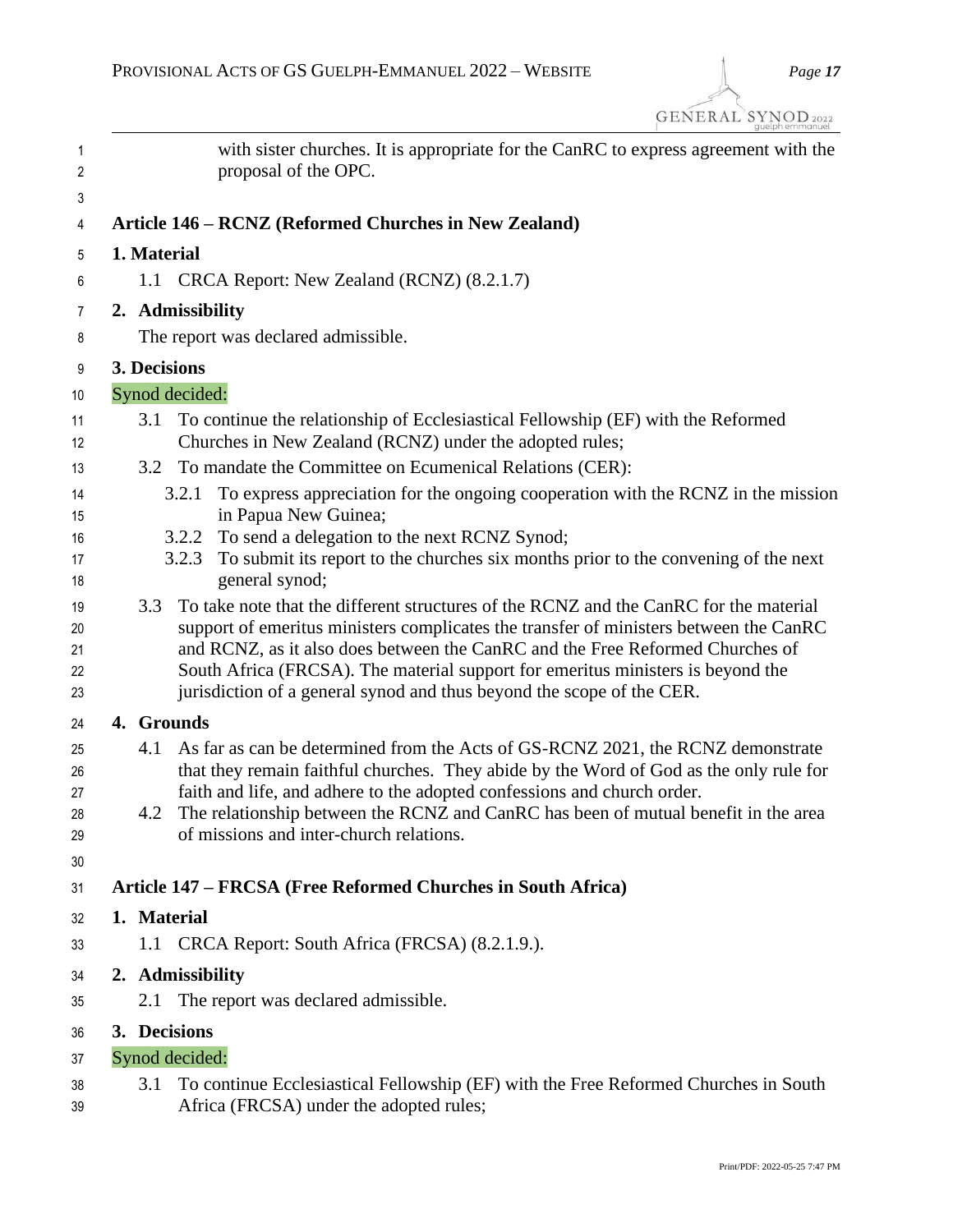with sister churches. It is appropriate for the CanRC to express agreement with the proposal of the OPC.

## Article 146 – RCNZ (Reformed Churches in New Zealand)

**1. Material**

1.1 CRCA Report: New Zealand (RCNZ) (8.2.1.7)

**2. Admissibility**

The report was declared admissible.

**3. Decisions**

Synod decided:

3.1 To continue the relationship of Ecclesiastical Fellowship (EF) with the Reformed Churches in New Zealand (RCNZ) under the adopted rules;

3.2 To mandate the Committee on Ecumenical Relations (CER):

3.2.1 To express appreciation for the ongoing cooperation with the RCNZ in the mission in Papua New Guinea;

3.2.2 To send a delegation to the next RCNZ Synod;

3.2.3 To submit its report to the churches six months prior to the convening of the next general synod;

3.3 To take note that the different structures of the RCNZ and the CanRC for the material support of emeritus ministers complicates the transfer of ministers between the CanRC and RCNZ, as it also does between the CanRC and the Free Reformed Churches of South Africa (FRCSA). The material support for emeritus ministers is beyond the jurisdiction of a general synod and thus beyond the scope of the CER.

**4. Grounds**

4.1 As far as can be determined from the Acts of GS-RCNZ 2021, the RCNZ demonstrate that they remain faithful churches. They abide by the Word of God as the only rule for faith and life, and adhere to the adopted confessions and church order.

4.2 The relationship between the RCNZ and CanRC has been of mutual benefit in the area of missions and inter-church relations.

## Article 147 – FRCSA (Free Reformed Churches in South Africa)

**1. Material**

1.1 CRCA Report: South Africa (FRCSA) (8.2.1.9.).

**2. Admissibility**

2.1 The report was declared admissible.

**3. Decisions**

Synod decided:

3.1 To continue Ecclesiastical Fellowship (EF) with the Free Reformed Churches in South Africa (FRCSA) under the adopted rules;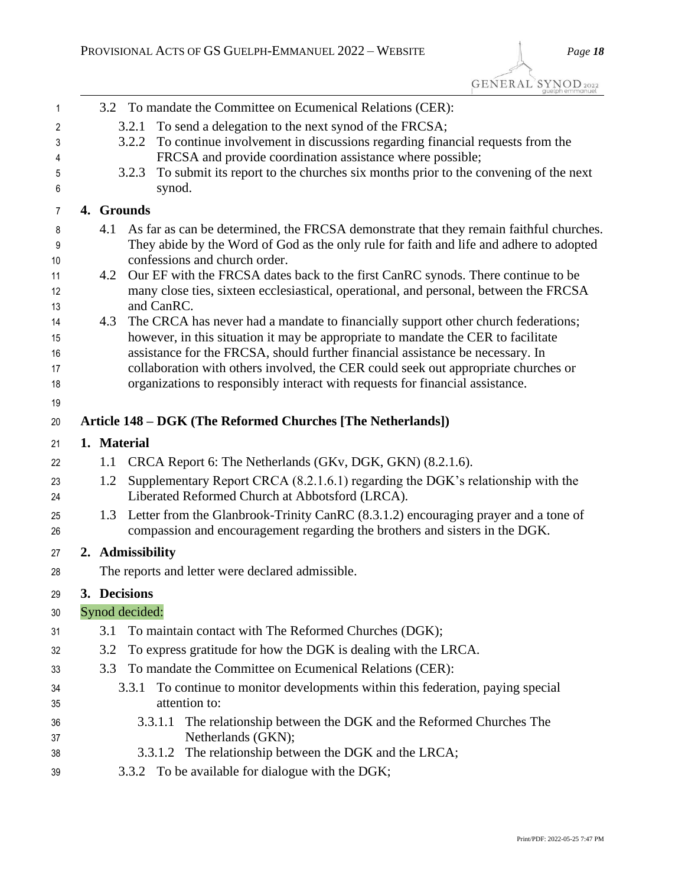3.2 To mandate the Committee on Ecumenical Relations (CER):

3.2.1 To send a delegation to the next synod of the FRCSA;

3.2.2 To continue involvement in discussions regarding financial requests from the FRCSA and provide coordination assistance where possible;

3.2.3 To submit its report to the churches six months prior to the convening of the next synod.

## 4. Grounds

4.1 As far as can be determined, the FRCSA demonstrate that they remain faithful churches. They abide by the Word of God as the only rule for faith and life and adhere to adopted confessions and church order.

4.2 Our EF with the FRCSA dates back to the first CanRC synods. There continue to be many close ties, sixteen ecclesiastical, operational, and personal, between the FRCSA and CanRC.

4.3 The CRCA has never had a mandate to financially support other church federations; however, in this situation it may be appropriate to mandate the CER to facilitate assistance for the FRCSA, should further financial assistance be necessary. In collaboration with others involved, the CER could seek out appropriate churches or organizations to responsibly interact with requests for financial assistance.

# Article 148 – DGK (The Reformed Churches [The Netherlands])

## 1. Material

1.1 CRCA Report 6: The Netherlands (GKv, DGK, GKN) (8.2.1.6).

1.2 Supplementary Report CRCA (8.2.1.6.1) regarding the DGK's relationship with the Liberated Reformed Church at Abbotsford (LRCA).

1.3 Letter from the Glanbrook-Trinity CanRC (8.3.1.2) encouraging prayer and a tone of compassion and encouragement regarding the brothers and sisters in the DGK.

## 2. Admissibility

The reports and letter were declared admissible.

## 3. Decisions

Synod decided:

3.1 To maintain contact with The Reformed Churches (DGK);

3.2 To express gratitude for how the DGK is dealing with the LRCA.

3.3 To mandate the Committee on Ecumenical Relations (CER):

3.3.1 To continue to monitor developments within this federation, paying special attention to:

3.3.1.1 The relationship between the DGK and the Reformed Churches The Netherlands (GKN);

3.3.1.2 The relationship between the DGK and the LRCA;

3.3.2 To be available for dialogue with the DGK;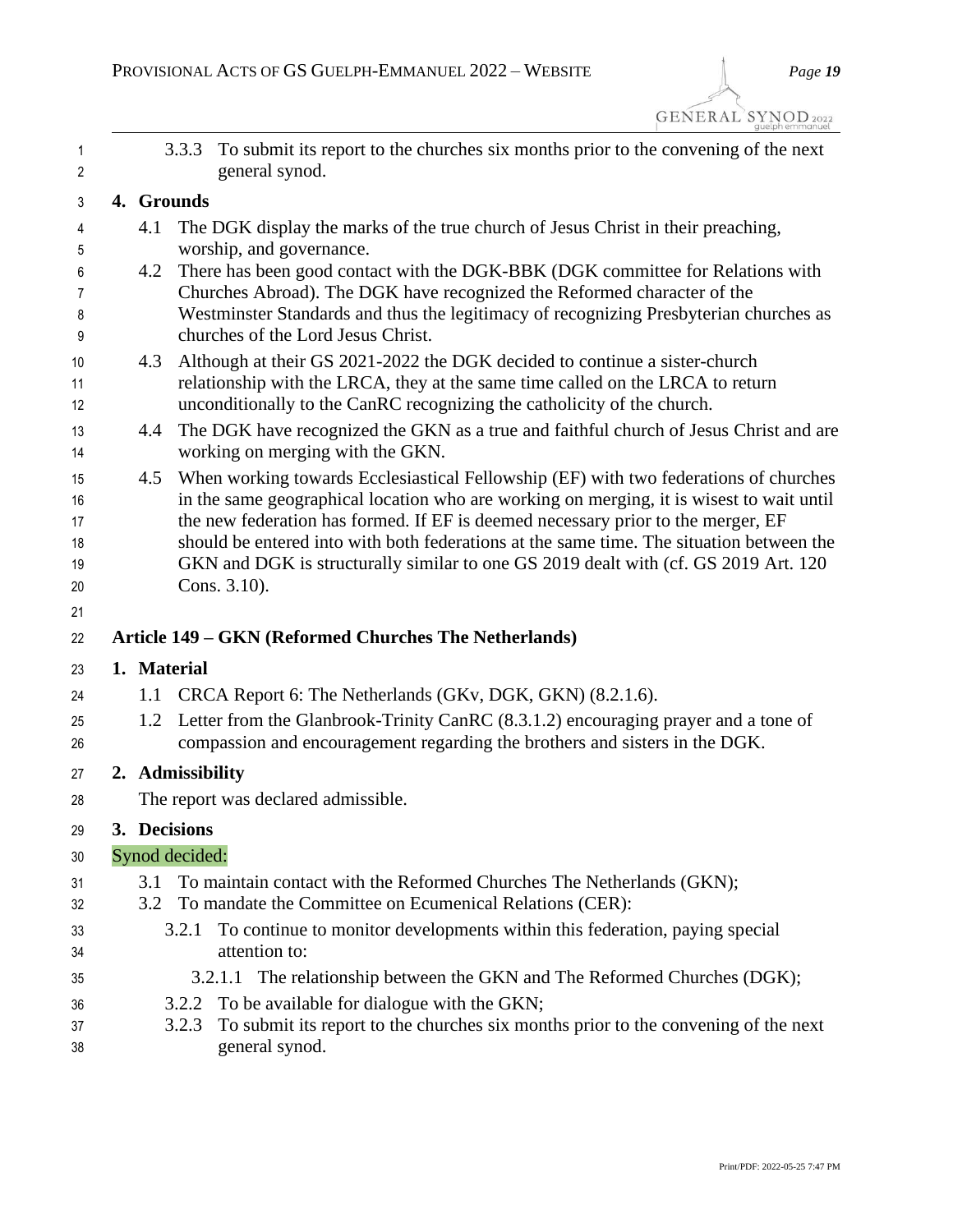3.3.3 To submit its report to the churches six months prior to the convening of the next general synod.

**4. Grounds**

4.1 The DGK display the marks of the true church of Jesus Christ in their preaching, worship, and governance.

4.2 There has been good contact with the DGK-BBK (DGK committee for Relations with Churches Abroad). The DGK have recognized the Reformed character of the Westminster Standards and thus the legitimacy of recognizing Presbyterian churches as churches of the Lord Jesus Christ.

4.3 Although at their GS 2021-2022 the DGK decided to continue a sister-church relationship with the LRCA, they at the same time called on the LRCA to return unconditionally to the CanRC recognizing the catholicity of the church.

4.4 The DGK have recognized the GKN as a true and faithful church of Jesus Christ and are working on merging with the GKN.

4.5 When working towards Ecclesiastical Fellowship (EF) with two federations of churches in the same geographical location who are working on merging, it is wisest to wait until the new federation has formed. If EF is deemed necessary prior to the merger, EF should be entered into with both federations at the same time. The situation between the GKN and DGK is structurally similar to one GS 2019 dealt with (cf. GS 2019 Art. 120 Cons. 3.10).

## Article 149 – GKN (Reformed Churches The Netherlands)

**1. Material**

1.1 CRCA Report 6: The Netherlands (GKv, DGK, GKN) (8.2.1.6).

1.2 Letter from the Glanbrook-Trinity CanRC (8.3.1.2) encouraging prayer and a tone of compassion and encouragement regarding the brothers and sisters in the DGK.

**2. Admissibility**

The report was declared admissible.

**3. Decisions**

Synod decided:

3.1 To maintain contact with the Reformed Churches The Netherlands (GKN);

3.2 To mandate the Committee on Ecumenical Relations (CER):

3.2.1 To continue to monitor developments within this federation, paying special attention to:

3.2.1.1 The relationship between the GKN and The Reformed Churches (DGK);

3.2.2 To be available for dialogue with the GKN;

3.2.3 To submit its report to the churches six months prior to the convening of the next general synod.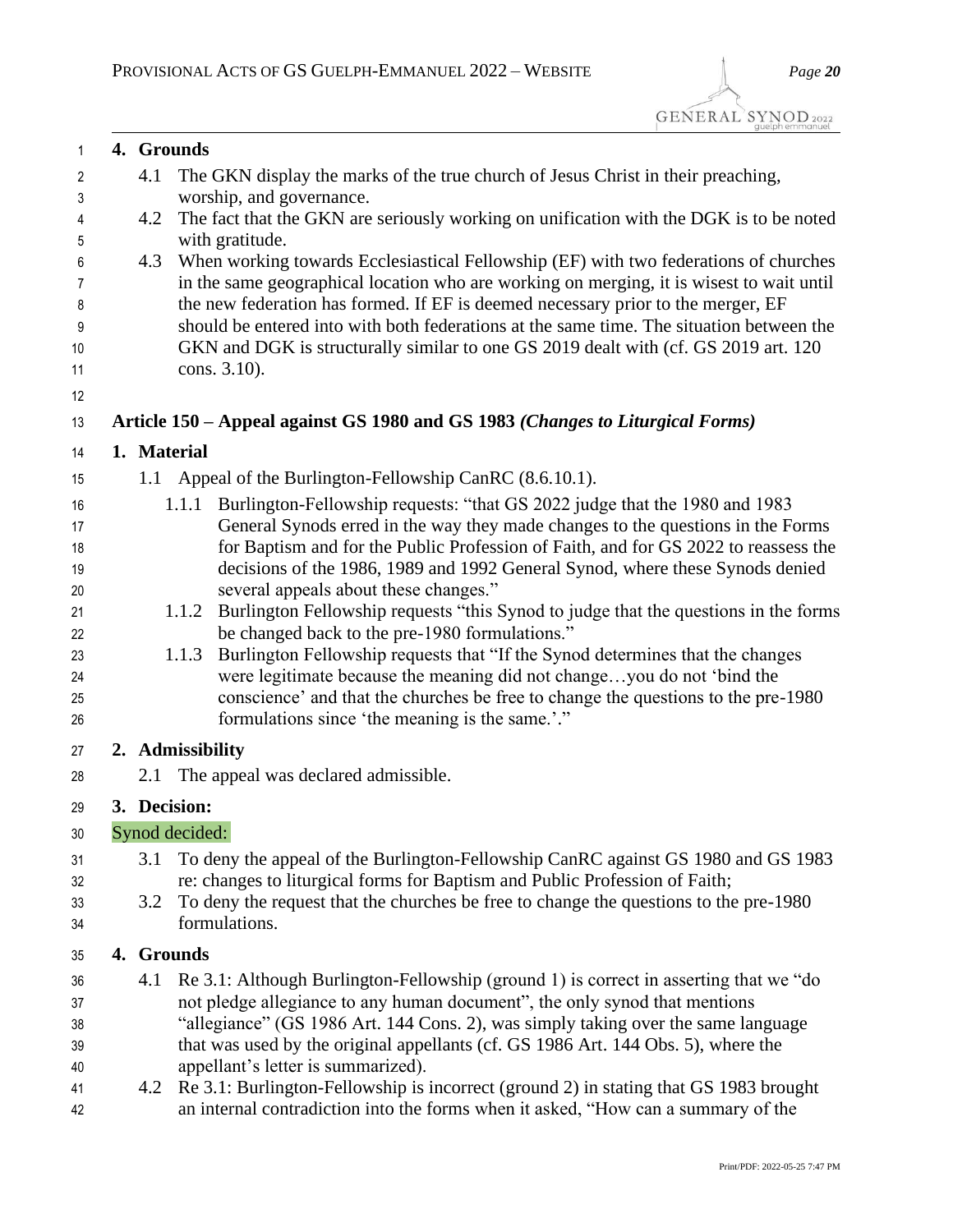## 4. Grounds

4.1 The GKN display the marks of the true church of Jesus Christ in their preaching, worship, and governance.

4.2 The fact that the GKN are seriously working on unification with the DGK is to be noted with gratitude.

4.3 When working towards Ecclesiastical Fellowship (EF) with two federations of churches in the same geographical location who are working on merging, it is wisest to wait until the new federation has formed. If EF is deemed necessary prior to the merger, EF should be entered into with both federations at the same time. The situation between the GKN and DGK is structurally similar to one GS 2019 dealt with (cf. GS 2019 art. 120 cons. 3.10).

### Article 150 – Appeal against GS 1980 and GS 1983 *(Changes to Liturgical Forms)*

## 1. Material

1.1 Appeal of the Burlington-Fellowship CanRC (8.6.10.1).

1.1.1 Burlington-Fellowship requests: "that GS 2022 judge that the 1980 and 1983 General Synods erred in the way they made changes to the questions in the Forms for Baptism and for the Public Profession of Faith, and for GS 2022 to reassess the decisions of the 1986, 1989 and 1992 General Synod, where these Synods denied several appeals about these changes."

1.1.2 Burlington Fellowship requests "this Synod to judge that the questions in the forms be changed back to the pre-1980 formulations."

1.1.3 Burlington Fellowship requests that "If the Synod determines that the changes were legitimate because the meaning did not change…you do not 'bind the conscience' and that the churches be free to change the questions to the pre-1980 formulations since 'the meaning is the same.'."

## 2. Admissibility

2.1 The appeal was declared admissible.

## 3. Decision:

Synod decided:

3.1 To deny the appeal of the Burlington-Fellowship CanRC against GS 1980 and GS 1983 re: changes to liturgical forms for Baptism and Public Profession of Faith;

3.2 To deny the request that the churches be free to change the questions to the pre-1980 formulations.

## 4. Grounds

4.1 Re 3.1: Although Burlington-Fellowship (ground 1) is correct in asserting that we "do not pledge allegiance to any human document", the only synod that mentions "allegiance" (GS 1986 Art. 144 Cons. 2), was simply taking over the same language that was used by the original appellants (cf. GS 1986 Art. 144 Obs. 5), where the appellant's letter is summarized).

4.2 Re 3.1: Burlington-Fellowship is incorrect (ground 2) in stating that GS 1983 brought an internal contradiction into the forms when it asked, "How can a summary of the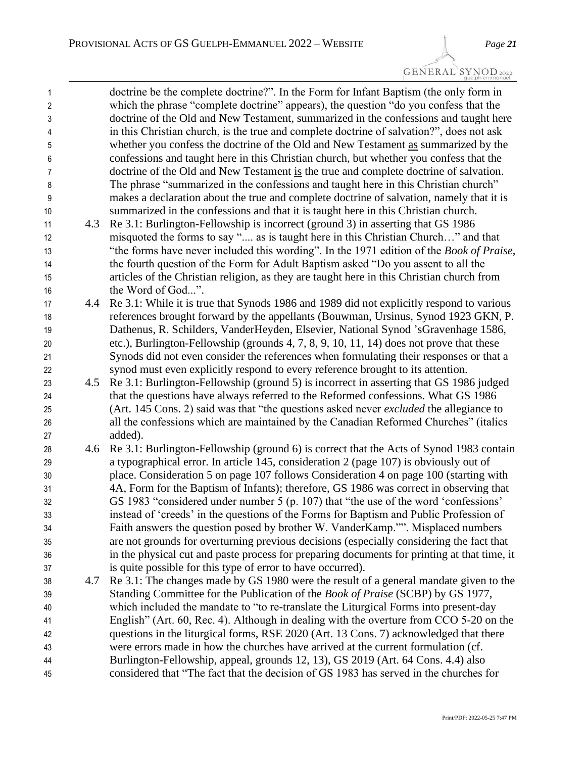doctrine be the complete doctrine?". In the Form for Infant Baptism (the only form in which the phrase "complete doctrine" appears), the question "do you confess that the doctrine of the Old and New Testament, summarized in the confessions and taught here in this Christian church, is the true and complete doctrine of salvation?", does not ask whether you confess the doctrine of the Old and New Testament as summarized by the confessions and taught here in this Christian church, but whether you confess that the doctrine of the Old and New Testament is the true and complete doctrine of salvation. The phrase "summarized in the confessions and taught here in this Christian church" makes a declaration about the true and complete doctrine of salvation, namely that it is summarized in the confessions and that it is taught here in this Christian church.

4.3 Re 3.1: Burlington-Fellowship is incorrect (ground 3) in asserting that GS 1986 misquoted the forms to say ".... as is taught here in this Christian Church…" and that "the forms have never included this wording". In the 1971 edition of the *Book of Praise*, the fourth question of the Form for Adult Baptism asked "Do you assent to all the articles of the Christian religion, as they are taught here in this Christian church from the Word of God...".

4.4 Re 3.1: While it is true that Synods 1986 and 1989 did not explicitly respond to various references brought forward by the appellants (Bouwman, Ursinus, Synod 1923 GKN, P. Dathenus, R. Schilders, VanderHeyden, Elsevier, National Synod 'sGravenhage 1586, etc.), Burlington-Fellowship (grounds 4, 7, 8, 9, 10, 11, 14) does not prove that these Synods did not even consider the references when formulating their responses or that a synod must even explicitly respond to every reference brought to its attention.

4.5 Re 3.1: Burlington-Fellowship (ground 5) is incorrect in asserting that GS 1986 judged that the questions have always referred to the Reformed confessions. What GS 1986 (Art. 145 Cons. 2) said was that "the questions asked never *excluded* the allegiance to all the confessions which are maintained by the Canadian Reformed Churches" (italics added).

4.6 Re 3.1: Burlington-Fellowship (ground 6) is correct that the Acts of Synod 1983 contain a typographical error. In article 145, consideration 2 (page 107) is obviously out of place. Consideration 5 on page 107 follows Consideration 4 on page 100 (starting with 4A, Form for the Baptism of Infants); therefore, GS 1986 was correct in observing that GS 1983 "considered under number 5 (p. 107) that "the use of the word 'confessions' instead of 'creeds' in the questions of the Forms for Baptism and Public Profession of Faith answers the question posed by brother W. VanderKamp."". Misplaced numbers are not grounds for overturning previous decisions (especially considering the fact that in the physical cut and paste process for preparing documents for printing at that time, it is quite possible for this type of error to have occurred).

4.7 Re 3.1: The changes made by GS 1980 were the result of a general mandate given to the Standing Committee for the Publication of the *Book of Praise* (SCBP) by GS 1977, which included the mandate to "to re-translate the Liturgical Forms into present-day English" (Art. 60, Rec. 4). Although in dealing with the overture from CCO 5-20 on the questions in the liturgical forms, RSE 2020 (Art. 13 Cons. 7) acknowledged that there were errors made in how the churches have arrived at the current formulation (cf. Burlington-Fellowship, appeal, grounds 12, 13), GS 2019 (Art. 64 Cons. 4.4) also considered that "The fact that the decision of GS 1983 has served in the churches for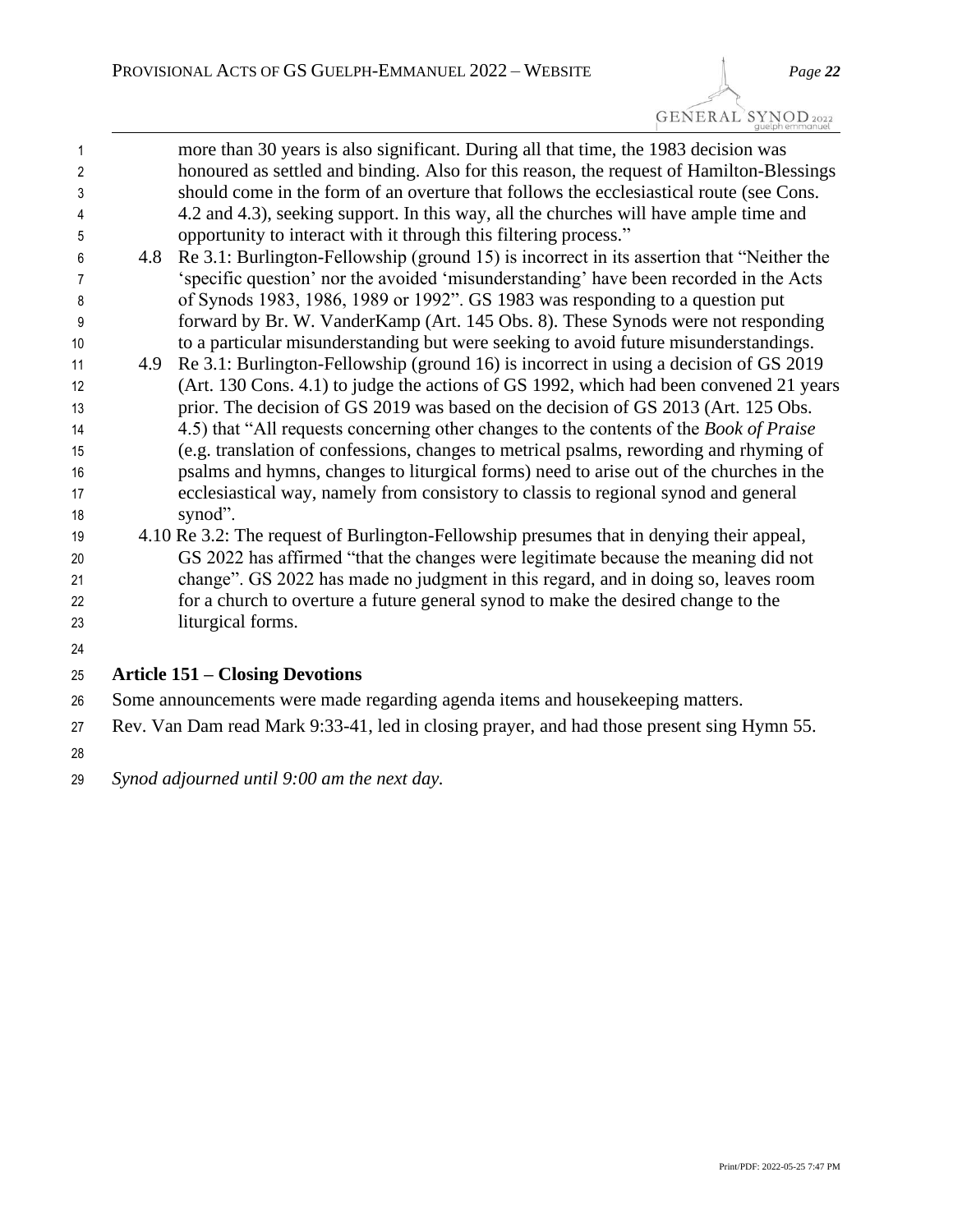more than 30 years is also significant. During all that time, the 1983 decision was honoured as settled and binding. Also for this reason, the request of Hamilton-Blessings should come in the form of an overture that follows the ecclesiastical route (see Cons. 4.2 and 4.3), seeking support. In this way, all the churches will have ample time and opportunity to interact with it through this filtering process."

4.8 Re 3.1: Burlington-Fellowship (ground 15) is incorrect in its assertion that "Neither the 'specific question' nor the avoided 'misunderstanding' have been recorded in the Acts of Synods 1983, 1986, 1989 or 1992". GS 1983 was responding to a question put forward by Br. W. VanderKamp (Art. 145 Obs. 8). These Synods were not responding to a particular misunderstanding but were seeking to avoid future misunderstandings.

4.9 Re 3.1: Burlington-Fellowship (ground 16) is incorrect in using a decision of GS 2019 (Art. 130 Cons. 4.1) to judge the actions of GS 1992, which had been convened 21 years prior. The decision of GS 2019 was based on the decision of GS 2013 (Art. 125 Obs. 4.5) that "All requests concerning other changes to the contents of the *Book of Praise* (e.g. translation of confessions, changes to metrical psalms, rewording and rhyming of psalms and hymns, changes to liturgical forms) need to arise out of the churches in the ecclesiastical way, namely from consistory to classis to regional synod and general synod".

4.10 Re 3.2: The request of Burlington-Fellowship presumes that in denying their appeal, GS 2022 has affirmed "that the changes were legitimate because the meaning did not change". GS 2022 has made no judgment in this regard, and in doing so, leaves room for a church to overture a future general synod to make the desired change to the liturgical forms.

## Article 151 – Closing Devotions

Some announcements were made regarding agenda items and housekeeping matters.

Rev. Van Dam read Mark 9:33-41, led in closing prayer, and had those present sing Hymn 55.

*Synod adjourned until 9:00 am the next day.*